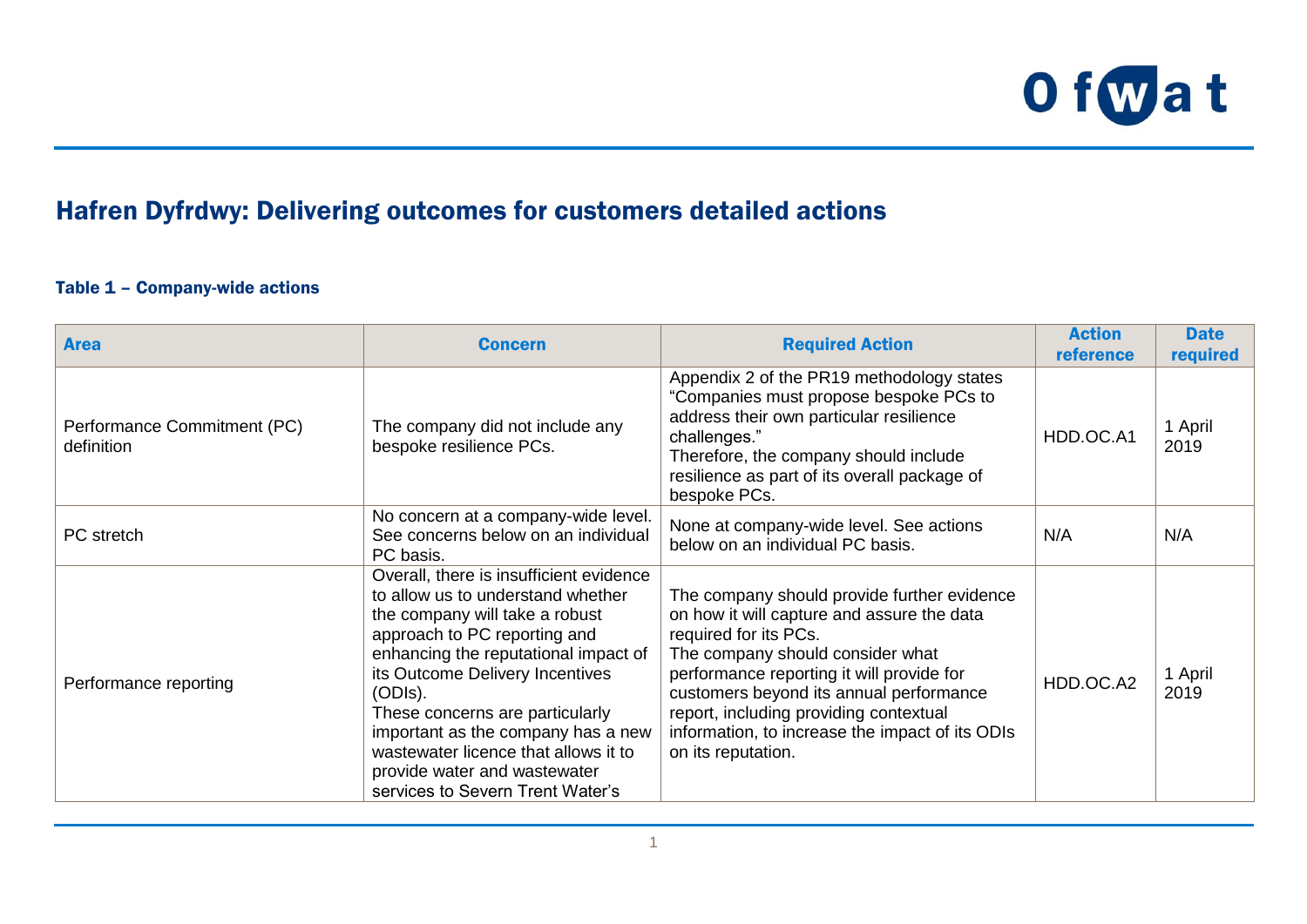# Hafren Dyfrdwy: Delivering outcomes for customers detailed actions

### Table 1 – Company-wide actions

| Area | Concern | Required Action | Action reference | Date required |
|---|---|---|---|---|
| Performance Commitment (PC) definition | The company did not include any bespoke resilience PCs. | Appendix 2 of the PR19 methodology states "Companies must propose bespoke PCs to address their own particular resilience challenges." Therefore, the company should include resilience as part of its overall package of bespoke PCs. | HDD.OC.A1 | 1 April 2019 |
| PC stretch | No concern at a company-wide level. See concerns below on an individual PC basis. | None at company-wide level. See actions below on an individual PC basis. | N/A | N/A |
| Performance reporting | Overall, there is insufficient evidence to allow us to understand whether the company will take a robust approach to PC reporting and enhancing the reputational impact of its Outcome Delivery Incentives (ODIs). These concerns are particularly important as the company has a new wastewater licence that allows it to provide water and wastewater services to Severn Trent Water's | The company should provide further evidence on how it will capture and assure the data required for its PCs. The company should consider what performance reporting it will provide for customers beyond its annual performance report, including providing contextual information, to increase the impact of its ODIs on its reputation. | HDD.OC.A2 | 1 April 2019 |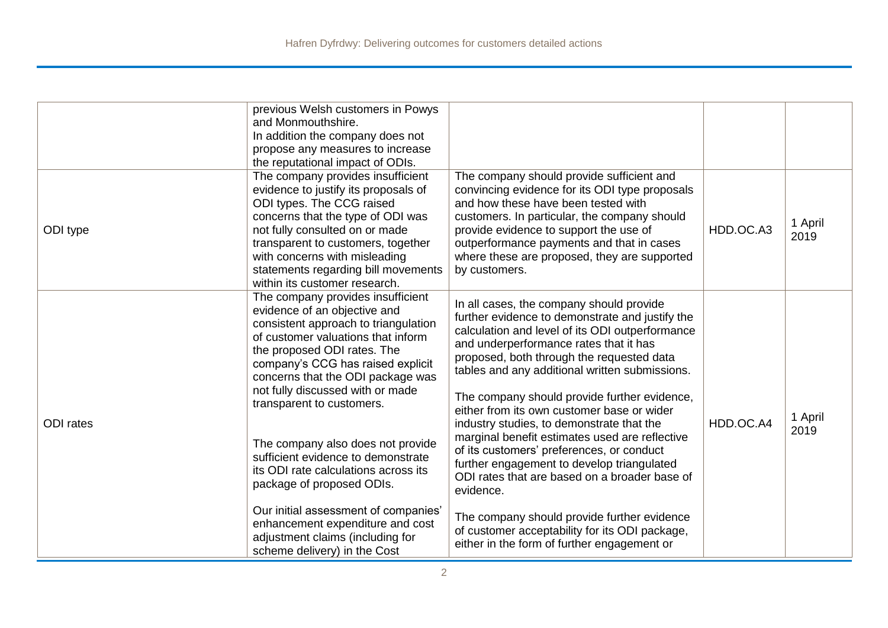| | | | | |
|---|---|---|---|---|
| | previous Welsh customers in Powys and Monmouthshire. In addition the company does not propose any measures to increase the reputational impact of ODIs. | | | |
| ODI type | The company provides insufficient evidence to justify its proposals of ODI types. The CCG raised concerns that the type of ODI was not fully consulted on or made transparent to customers, together with concerns with misleading statements regarding bill movements within its customer research. | The company should provide sufficient and convincing evidence for its ODI type proposals and how these have been tested with customers. In particular, the company should provide evidence to support the use of outperformance payments and that in cases where these are proposed, they are supported by customers. | HDD.OC.A3 | 1 April 2019 |
| ODI rates | The company provides insufficient evidence of an objective and consistent approach to triangulation of customer valuations that inform the proposed ODI rates. The company's CCG has raised explicit concerns that the ODI package was not fully discussed with or made transparent to customers.<br><br>The company also does not provide sufficient evidence to demonstrate its ODI rate calculations across its package of proposed ODIs.<br><br>Our initial assessment of companies' enhancement expenditure and cost adjustment claims (including for scheme delivery) in the Cost | In all cases, the company should provide further evidence to demonstrate and justify the calculation and level of its ODI outperformance and underperformance rates that it has proposed, both through the requested data tables and any additional written submissions.<br><br>The company should provide further evidence, either from its own customer base or wider industry studies, to demonstrate that the marginal benefit estimates used are reflective of its customers' preferences, or conduct further engagement to develop triangulated ODI rates that are based on a broader base of evidence.<br><br>The company should provide further evidence of customer acceptability for its ODI package, either in the form of further engagement or | HDD.OC.A4 | 1 April 2019 |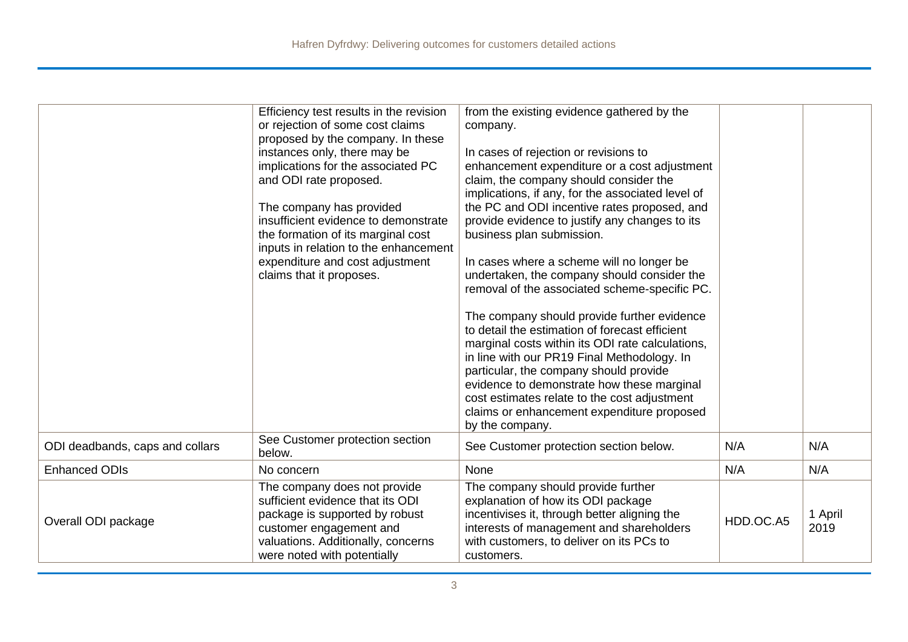|  |  |  |  |  |
|---|---|---|---|---|
|  | Efficiency test results in the revision or rejection of some cost claims proposed by the company. In these instances only, there may be implications for the associated PC and ODI rate proposed.<br><br>The company has provided insufficient evidence to demonstrate the formation of its marginal cost inputs in relation to the enhancement expenditure and cost adjustment claims that it proposes. | from the existing evidence gathered by the company.<br><br>In cases of rejection or revisions to enhancement expenditure or a cost adjustment claim, the company should consider the implications, if any, for the associated level of the PC and ODI incentive rates proposed, and provide evidence to justify any changes to its business plan submission.<br><br>In cases where a scheme will no longer be undertaken, the company should consider the removal of the associated scheme-specific PC.<br><br>The company should provide further evidence to detail the estimation of forecast efficient marginal costs within its ODI rate calculations, in line with our PR19 Final Methodology. In particular, the company should provide evidence to demonstrate how these marginal cost estimates relate to the cost adjustment claims or enhancement expenditure proposed by the company. |  |  |
| ODI deadbands, caps and collars | See Customer protection section below. | See Customer protection section below. | N/A | N/A |
| Enhanced ODIs | No concern | None | N/A | N/A |
| Overall ODI package | The company does not provide sufficient evidence that its ODI package is supported by robust customer engagement and valuations. Additionally, concerns were noted with potentially | The company should provide further explanation of how its ODI package incentivises it, through better aligning the interests of management and shareholders with customers, to deliver on its PCs to customers. | HDD.OC.A5 | 1 April 2019 |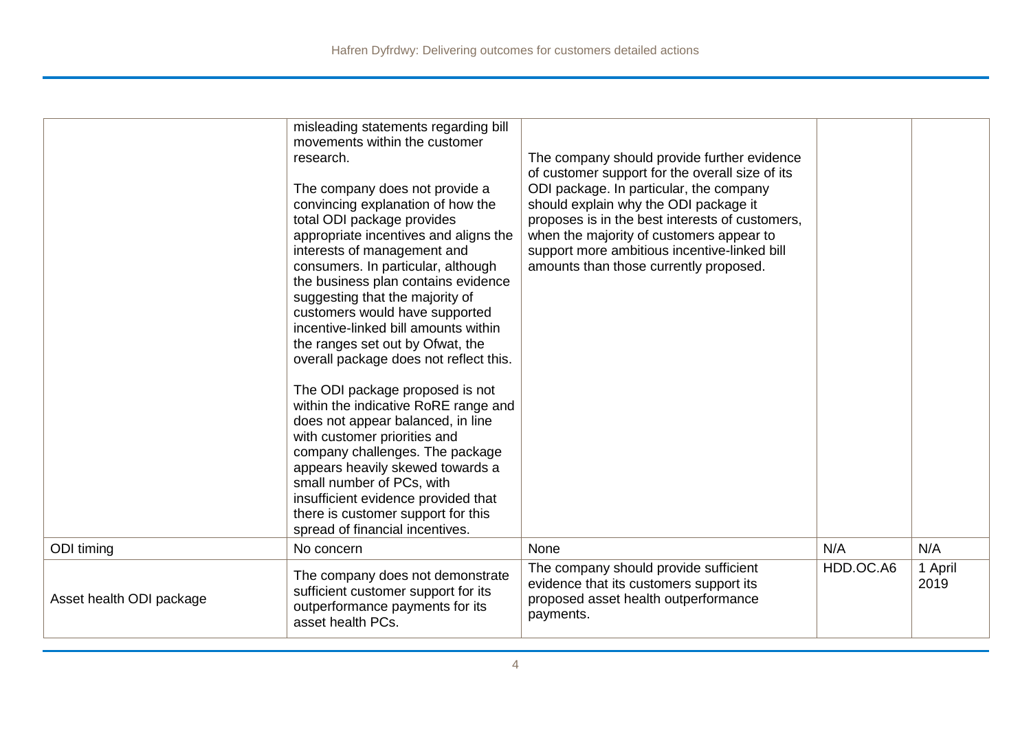| | | | | |
|---|---|---|---|---|
| | misleading statements regarding bill movements within the customer research.<br><br>The company does not provide a convincing explanation of how the total ODI package provides appropriate incentives and aligns the interests of management and consumers. In particular, although the business plan contains evidence suggesting that the majority of customers would have supported incentive-linked bill amounts within the ranges set out by Ofwat, the overall package does not reflect this.<br><br>The ODI package proposed is not within the indicative RoRE range and does not appear balanced, in line with customer priorities and company challenges. The package appears heavily skewed towards a small number of PCs, with insufficient evidence provided that there is customer support for this spread of financial incentives. | The company should provide further evidence of customer support for the overall size of its ODI package. In particular, the company should explain why the ODI package it proposes is in the best interests of customers, when the majority of customers appear to support more ambitious incentive-linked bill amounts than those currently proposed. | | |
| ODI timing | No concern | None | N/A | N/A |
| Asset health ODI package | The company does not demonstrate sufficient customer support for its outperformance payments for its asset health PCs. | The company should provide sufficient evidence that its customers support its proposed asset health outperformance payments. | HDD.OC.A6 | 1 April 2019 |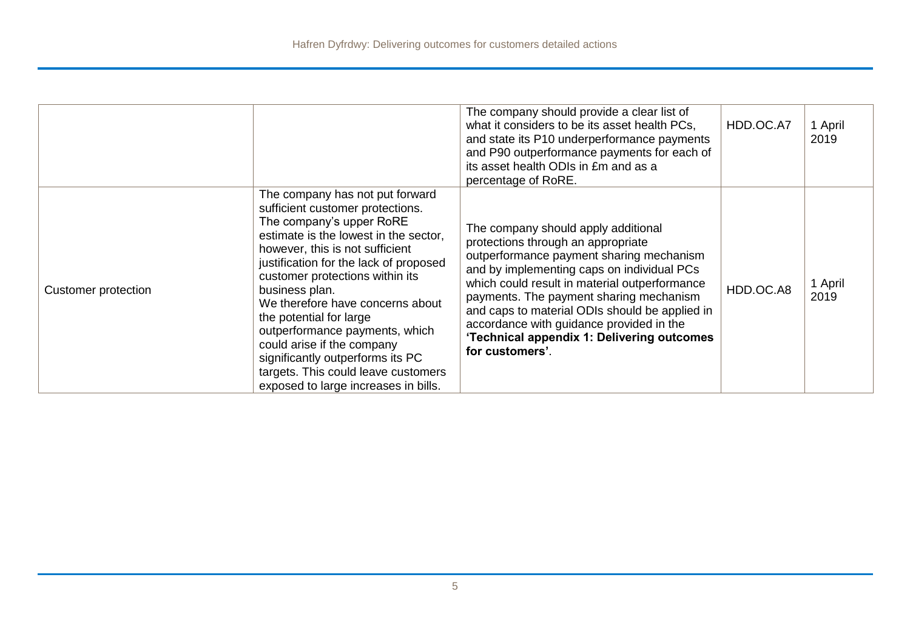| | | | | |
|---|---|---|---|---|
| | | The company should provide a clear list of what it considers to be its asset health PCs, and state its P10 underperformance payments and P90 outperformance payments for each of its asset health ODIs in £m and as a percentage of RoRE. | HDD.OC.A7 | 1 April 2019 |
| Customer protection | The company has not put forward sufficient customer protections. The company's upper RoRE estimate is the lowest in the sector, however, this is not sufficient justification for the lack of proposed customer protections within its business plan.<br>We therefore have concerns about the potential for large outperformance payments, which could arise if the company significantly outperforms its PC targets. This could leave customers exposed to large increases in bills. | The company should apply additional protections through an appropriate outperformance payment sharing mechanism and by implementing caps on individual PCs which could result in material outperformance payments. The payment sharing mechanism and caps to material ODIs should be applied in accordance with guidance provided in the **'Technical appendix 1: Delivering outcomes for customers'**. | HDD.OC.A8 | 1 April 2019 |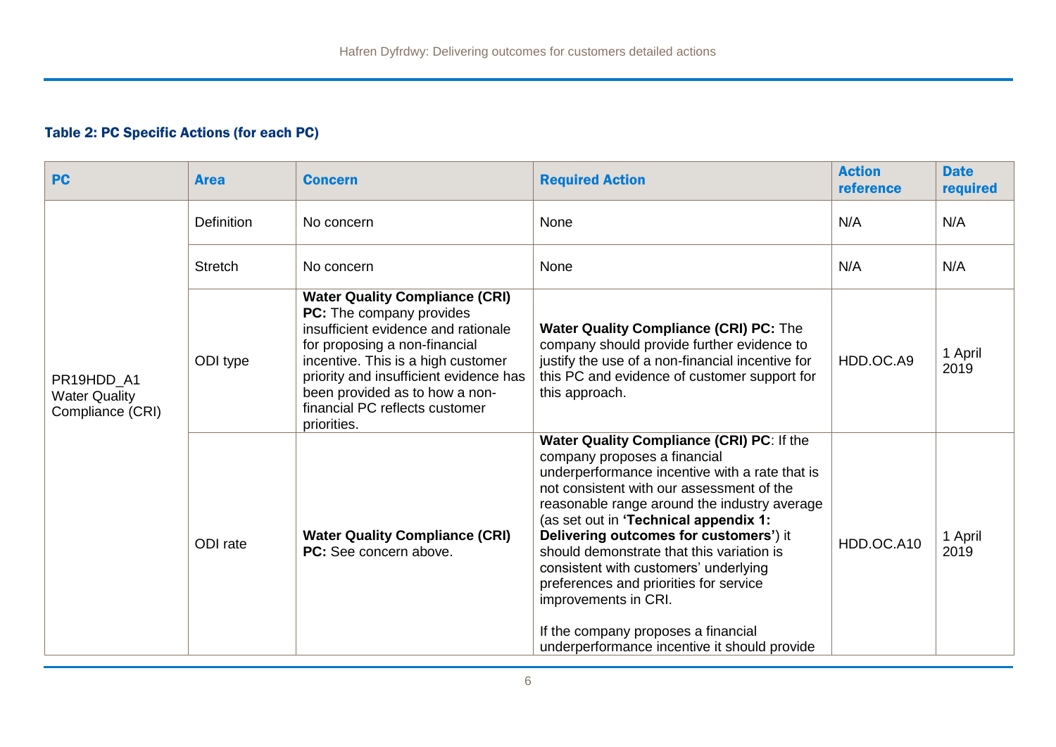### Table 2: PC Specific Actions (for each PC)

| PC | Area | Concern | Required Action | Action reference | Date required |
|---|---|---|---|---|---|
| PR19HDD_A1 Water Quality Compliance (CRI) | Definition | No concern | None | N/A | N/A |
| | Stretch | No concern | None | N/A | N/A |
| | ODI type | **Water Quality Compliance (CRI) PC:** The company provides insufficient evidence and rationale for proposing a non-financial incentive. This is a high customer priority and insufficient evidence has been provided as to how a non-financial PC reflects customer priorities. | **Water Quality Compliance (CRI) PC:** The company should provide further evidence to justify the use of a non-financial incentive for this PC and evidence of customer support for this approach. | HDD.OC.A9 | 1 April 2019 |
| | ODI rate | **Water Quality Compliance (CRI) PC:** See concern above. | **Water Quality Compliance (CRI) PC**: If the company proposes a financial underperformance incentive with a rate that is not consistent with our assessment of the reasonable range around the industry average (as set out in **'Technical appendix 1: Delivering outcomes for customers'**) it should demonstrate that this variation is consistent with customers' underlying preferences and priorities for service improvements in CRI.<br><br>If the company proposes a financial underperformance incentive it should provide | HDD.OC.A10 | 1 April 2019 |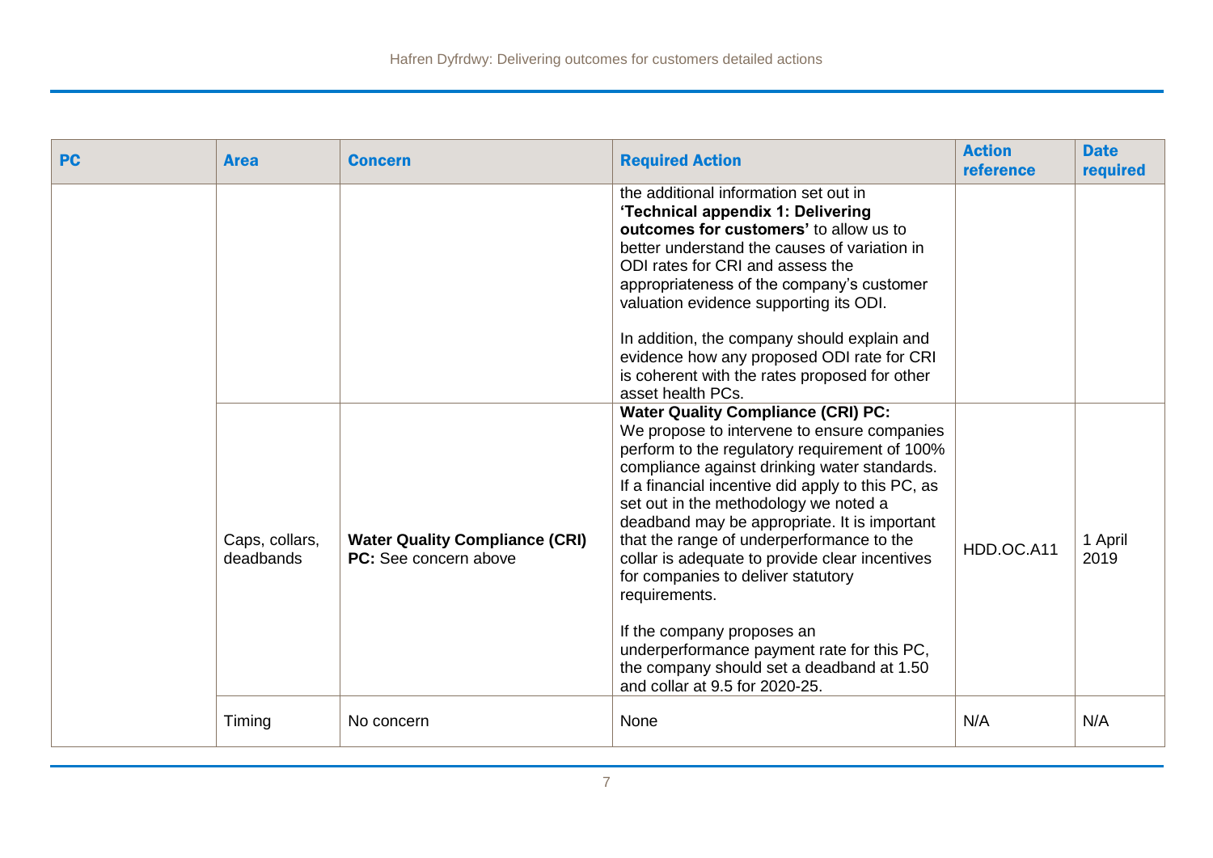| PC | Area | Concern | Required Action | Action reference | Date required |
|---|---|---|---|---|---|
| | | | the additional information set out in **'Technical appendix 1: Delivering outcomes for customers'** to allow us to better understand the causes of variation in ODI rates for CRI and assess the appropriateness of the company's customer valuation evidence supporting its ODI.<br><br>In addition, the company should explain and evidence how any proposed ODI rate for CRI is coherent with the rates proposed for other asset health PCs. | | |
| | Caps, collars, deadbands | **Water Quality Compliance (CRI) PC:** See concern above | **Water Quality Compliance (CRI) PC:**<br>We propose to intervene to ensure companies perform to the regulatory requirement of 100% compliance against drinking water standards. If a financial incentive did apply to this PC, as set out in the methodology we noted a deadband may be appropriate. It is important that the range of underperformance to the collar is adequate to provide clear incentives for companies to deliver statutory requirements.<br><br>If the company proposes an underperformance payment rate for this PC, the company should set a deadband at 1.50 and collar at 9.5 for 2020-25. | HDD.OC.A11 | 1 April 2019 |
| | Timing | No concern | None | N/A | N/A |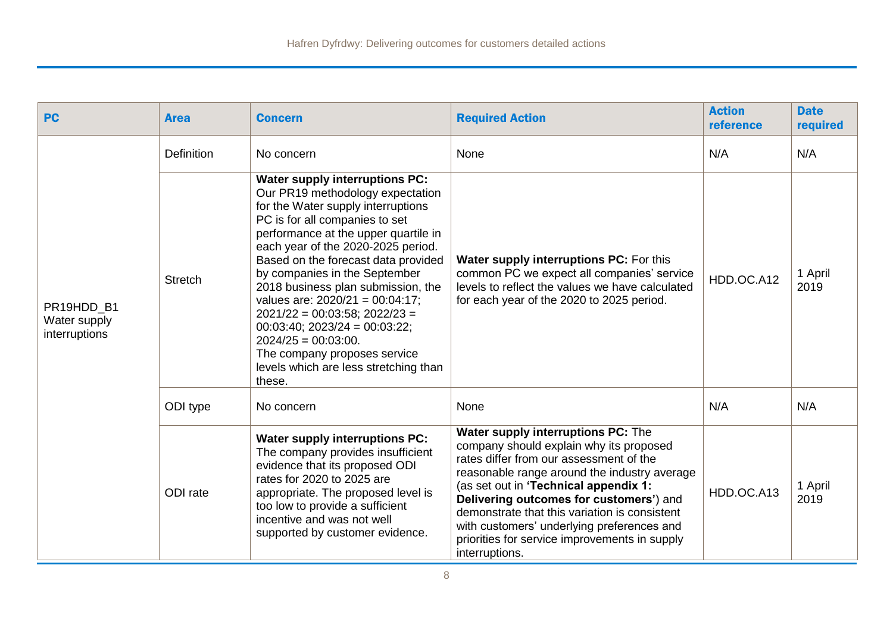| PC | Area | Concern | Required Action | Action reference | Date required |
|---|---|---|---|---|---|
| PR19HDD_B1 Water supply interruptions | Definition | No concern | None | N/A | N/A |
| | Stretch | **Water supply interruptions PC:** Our PR19 methodology expectation for the Water supply interruptions PC is for all companies to set performance at the upper quartile in each year of the 2020-2025 period. Based on the forecast data provided by companies in the September 2018 business plan submission, the values are: 2020/21 = 00:04:17; 2021/22 = 00:03:58; 2022/23 = 00:03:40; 2023/24 = 00:03:22; 2024/25 = 00:03:00. The company proposes service levels which are less stretching than these. | **Water supply interruptions PC:** For this common PC we expect all companies' service levels to reflect the values we have calculated for each year of the 2020 to 2025 period. | HDD.OC.A12 | 1 April 2019 |
| | ODI type | No concern | None | N/A | N/A |
| | ODI rate | **Water supply interruptions PC:** The company provides insufficient evidence that its proposed ODI rates for 2020 to 2025 are appropriate. The proposed level is too low to provide a sufficient incentive and was not well supported by customer evidence. | **Water supply interruptions PC:** The company should explain why its proposed rates differ from our assessment of the reasonable range around the industry average (as set out in **'Technical appendix 1: Delivering outcomes for customers'**) and demonstrate that this variation is consistent with customers' underlying preferences and priorities for service improvements in supply interruptions. | HDD.OC.A13 | 1 April 2019 |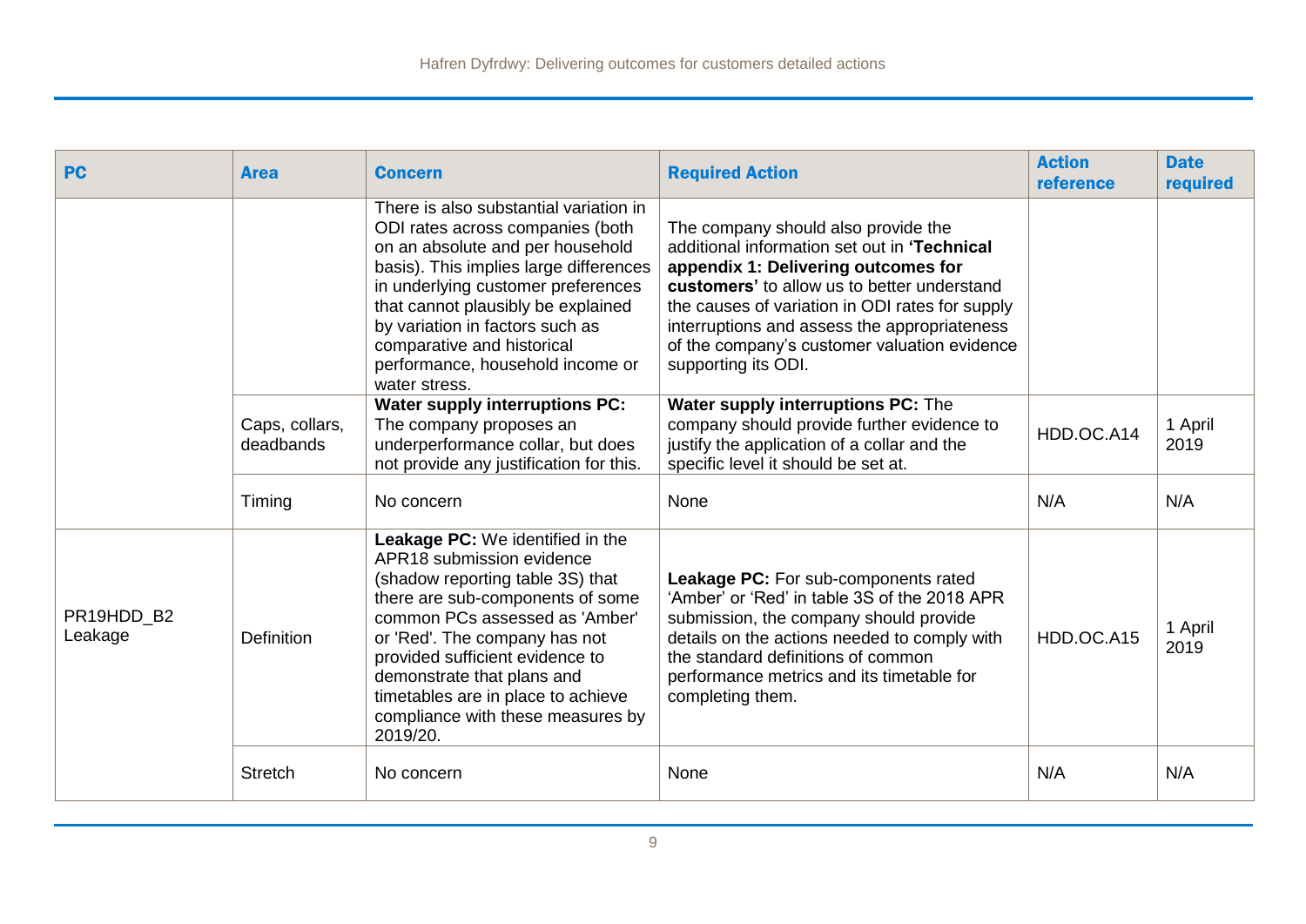| PC | Area | Concern | Required Action | Action reference | Date required |
|---|---|---|---|---|---|
| | | There is also substantial variation in ODI rates across companies (both on an absolute and per household basis). This implies large differences in underlying customer preferences that cannot plausibly be explained by variation in factors such as comparative and historical performance, household income or water stress. | The company should also provide the additional information set out in **'Technical appendix 1: Delivering outcomes for customers'** to allow us to better understand the causes of variation in ODI rates for supply interruptions and assess the appropriateness of the company's customer valuation evidence supporting its ODI. | | |
| | Caps, collars, deadbands | **Water supply interruptions PC:** The company proposes an underperformance collar, but does not provide any justification for this. | **Water supply interruptions PC:** The company should provide further evidence to justify the application of a collar and the specific level it should be set at. | HDD.OC.A14 | 1 April 2019 |
| | Timing | No concern | None | N/A | N/A |
| PR19HDD_B2 Leakage | Definition | **Leakage PC:** We identified in the APR18 submission evidence (shadow reporting table 3S) that there are sub-components of some common PCs assessed as 'Amber' or 'Red'. The company has not provided sufficient evidence to demonstrate that plans and timetables are in place to achieve compliance with these measures by 2019/20. | **Leakage PC:** For sub-components rated 'Amber' or 'Red' in table 3S of the 2018 APR submission, the company should provide details on the actions needed to comply with the standard definitions of common performance metrics and its timetable for completing them. | HDD.OC.A15 | 1 April 2019 |
| | Stretch | No concern | None | N/A | N/A |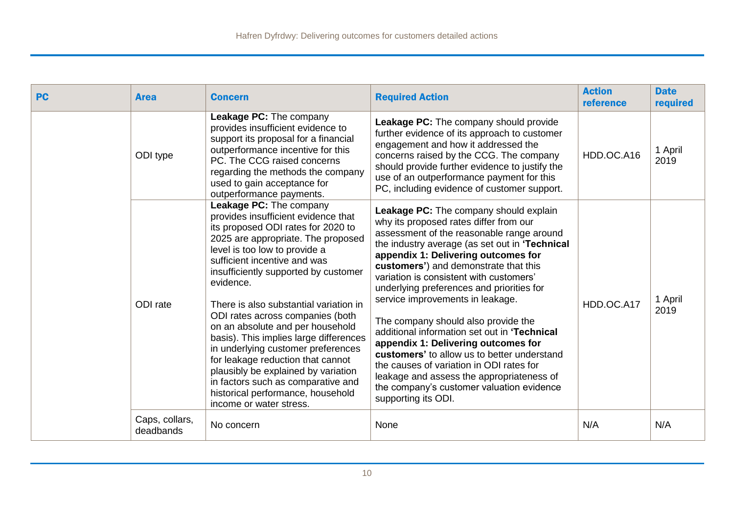| PC | Area | Concern | Required Action | Action reference | Date required |
| --- | --- | --- | --- | --- | --- |
| | ODI type | **Leakage PC:** The company provides insufficient evidence to support its proposal for a financial outperformance incentive for this PC. The CCG raised concerns regarding the methods the company used to gain acceptance for outperformance payments. | **Leakage PC:** The company should provide further evidence of its approach to customer engagement and how it addressed the concerns raised by the CCG. The company should provide further evidence to justify the use of an outperformance payment for this PC, including evidence of customer support. | HDD.OC.A16 | 1 April 2019 |
| | ODI rate | **Leakage PC:** The company provides insufficient evidence that its proposed ODI rates for 2020 to 2025 are appropriate. The proposed level is too low to provide a sufficient incentive and was insufficiently supported by customer evidence.<br><br>There is also substantial variation in ODI rates across companies (both on an absolute and per household basis). This implies large differences in underlying customer preferences for leakage reduction that cannot plausibly be explained by variation in factors such as comparative and historical performance, household income or water stress. | **Leakage PC:** The company should explain why its proposed rates differ from our assessment of the reasonable range around the industry average (as set out in **'Technical appendix 1: Delivering outcomes for customers'**) and demonstrate that this variation is consistent with customers' underlying preferences and priorities for service improvements in leakage.<br><br>The company should also provide the additional information set out in **'Technical appendix 1: Delivering outcomes for customers'** to allow us to better understand the causes of variation in ODI rates for leakage and assess the appropriateness of the company's customer valuation evidence supporting its ODI. | HDD.OC.A17 | 1 April 2019 |
| | Caps, collars, deadbands | No concern | None | N/A | N/A |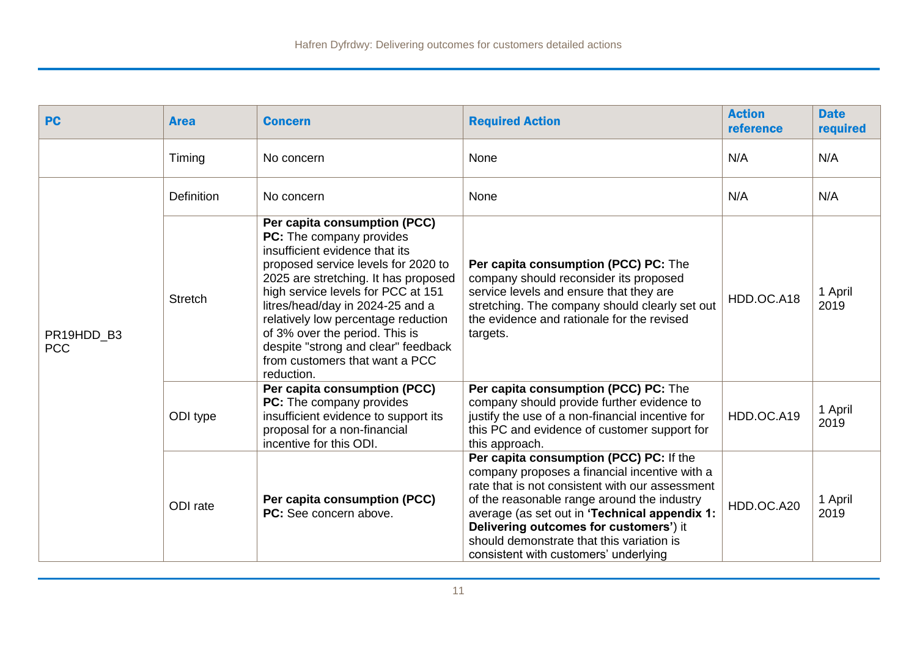| PC | Area | Concern | Required Action | Action reference | Date required |
|---|---|---|---|---|---|
| | Timing | No concern | None | N/A | N/A |
| PR19HDD_B3 PCC | Definition | No concern | None | N/A | N/A |
| | Stretch | **Per capita consumption (PCC) PC:** The company provides insufficient evidence that its proposed service levels for 2020 to 2025 are stretching. It has proposed high service levels for PCC at 151 litres/head/day in 2024-25 and a relatively low percentage reduction of 3% over the period. This is despite "strong and clear" feedback from customers that want a PCC reduction. | **Per capita consumption (PCC) PC:** The company should reconsider its proposed service levels and ensure that they are stretching. The company should clearly set out the evidence and rationale for the revised targets. | HDD.OC.A18 | 1 April 2019 |
| | ODI type | **Per capita consumption (PCC) PC:** The company provides insufficient evidence to support its proposal for a non-financial incentive for this ODI. | **Per capita consumption (PCC) PC:** The company should provide further evidence to justify the use of a non-financial incentive for this PC and evidence of customer support for this approach. | HDD.OC.A19 | 1 April 2019 |
| | ODI rate | **Per capita consumption (PCC) PC:** See concern above. | **Per capita consumption (PCC) PC:** If the company proposes a financial incentive with a rate that is not consistent with our assessment of the reasonable range around the industry average (as set out in **'Technical appendix 1: Delivering outcomes for customers'**) it should demonstrate that this variation is consistent with customers' underlying | HDD.OC.A20 | 1 April 2019 |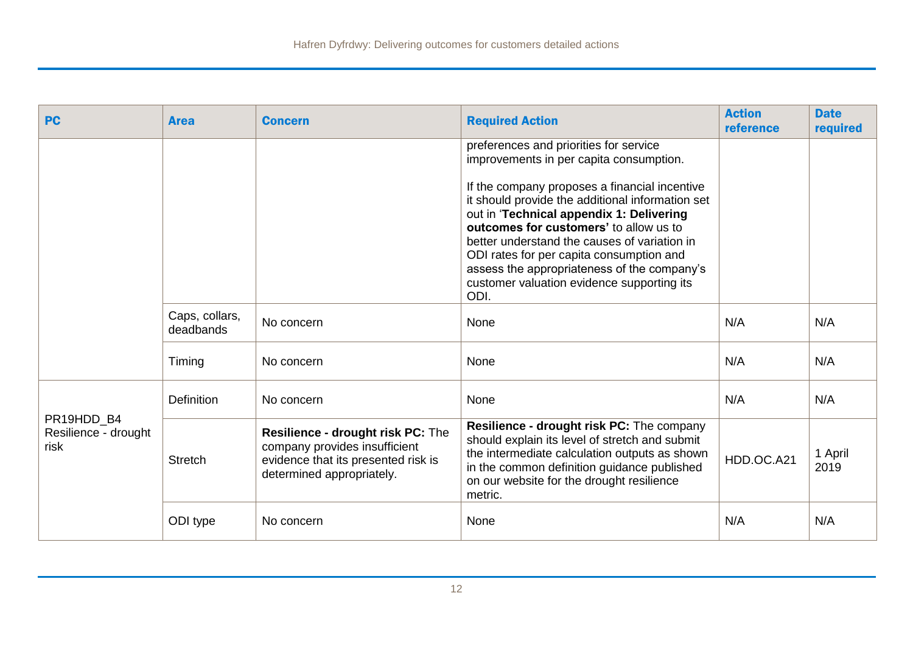| PC | Area | Concern | Required Action | Action reference | Date required |
|---|---|---|---|---|---|
| | | | preferences and priorities for service improvements in per capita consumption.<br><br>If the company proposes a financial incentive it should provide the additional information set out in '**Technical appendix 1: Delivering outcomes for customers'** to allow us to better understand the causes of variation in ODI rates for per capita consumption and assess the appropriateness of the company's customer valuation evidence supporting its ODI. | | |
| | Caps, collars, deadbands | No concern | None | N/A | N/A |
| | Timing | No concern | None | N/A | N/A |
| PR19HDD_B4 Resilience - drought risk | Definition | No concern | None | N/A | N/A |
| | Stretch | **Resilience - drought risk PC:** The company provides insufficient evidence that its presented risk is determined appropriately. | **Resilience - drought risk PC:** The company should explain its level of stretch and submit the intermediate calculation outputs as shown in the common definition guidance published on our website for the drought resilience metric. | HDD.OC.A21 | 1 April 2019 |
| | ODI type | No concern | None | N/A | N/A |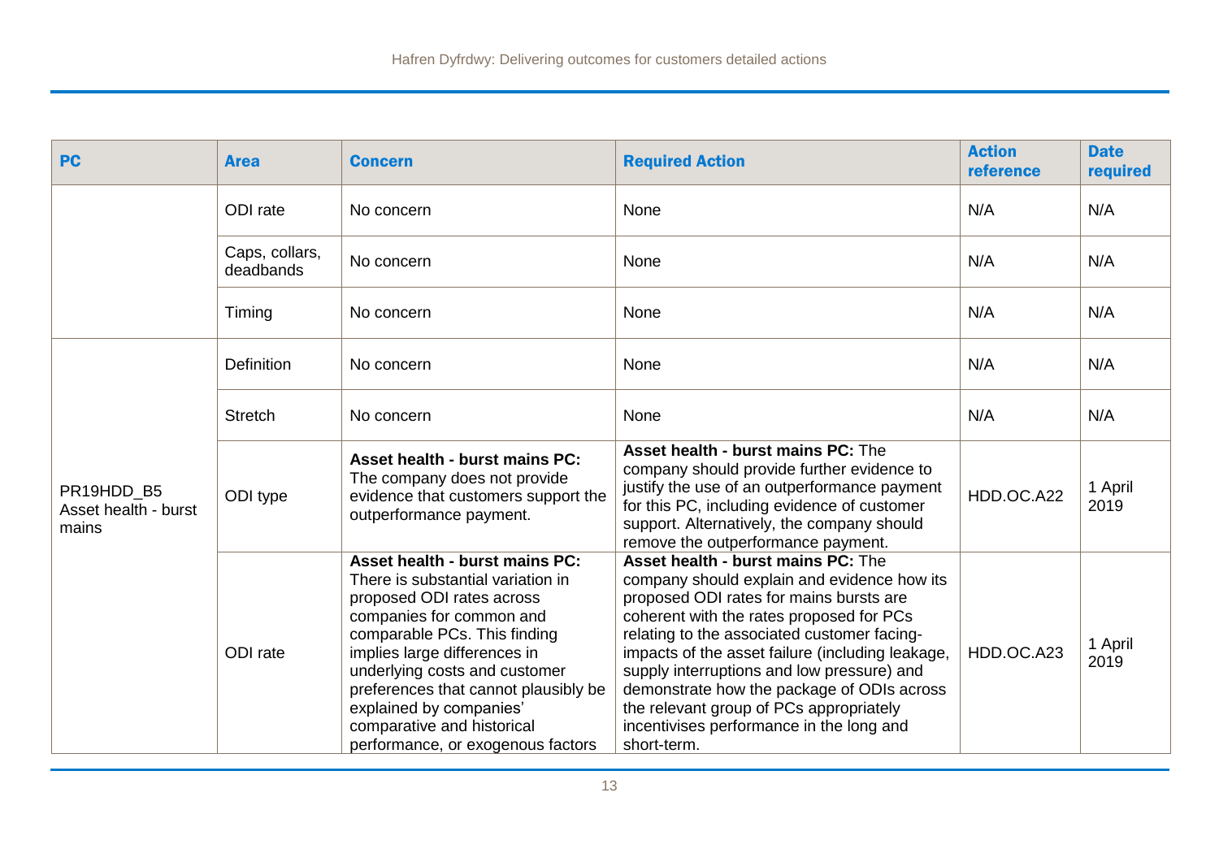| PC | Area | Concern | Required Action | Action reference | Date required |
|---|---|---|---|---|---|
| | ODI rate | No concern | None | N/A | N/A |
| | Caps, collars, deadbands | No concern | None | N/A | N/A |
| | Timing | No concern | None | N/A | N/A |
| PR19HDD_B5 Asset health - burst mains | Definition | No concern | None | N/A | N/A |
| | Stretch | No concern | None | N/A | N/A |
| | ODI type | **Asset health - burst mains PC:** The company does not provide evidence that customers support the outperformance payment. | **Asset health - burst mains PC:** The company should provide further evidence to justify the use of an outperformance payment for this PC, including evidence of customer support. Alternatively, the company should remove the outperformance payment. | HDD.OC.A22 | 1 April 2019 |
| | ODI rate | **Asset health - burst mains PC:** There is substantial variation in proposed ODI rates across companies for common and comparable PCs. This finding implies large differences in underlying costs and customer preferences that cannot plausibly be explained by companies' comparative and historical performance, or exogenous factors | **Asset health - burst mains PC:** The company should explain and evidence how its proposed ODI rates for mains bursts are coherent with the rates proposed for PCs relating to the associated customer facing-impacts of the asset failure (including leakage, supply interruptions and low pressure) and demonstrate how the package of ODIs across the relevant group of PCs appropriately incentivises performance in the long and short-term. | HDD.OC.A23 | 1 April 2019 |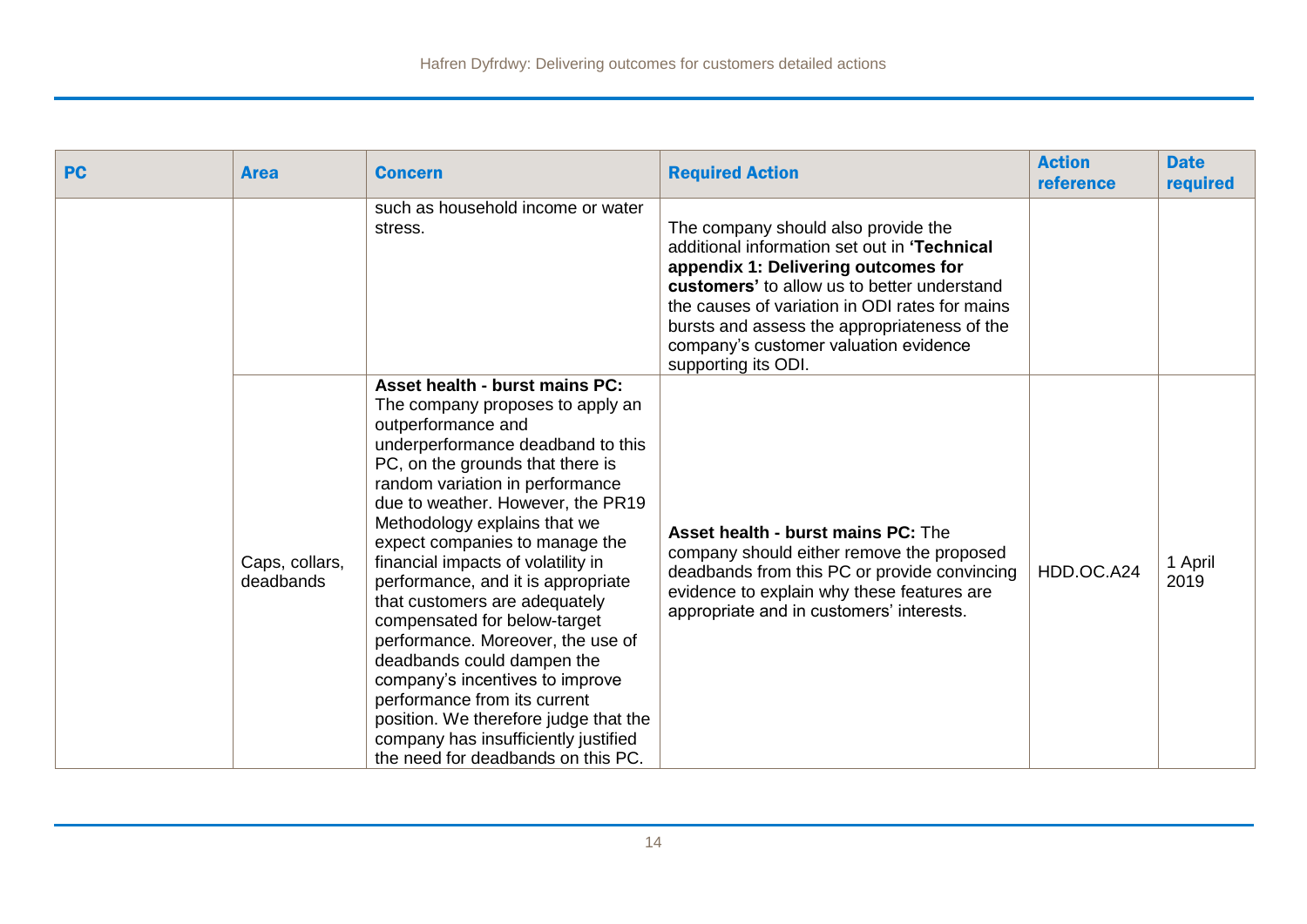| PC | Area | Concern | Required Action | Action reference | Date required |
|---|---|---|---|---|---|
| | | such as household income or water stress. | The company should also provide the additional information set out in **'Technical appendix 1: Delivering outcomes for customers'** to allow us to better understand the causes of variation in ODI rates for mains bursts and assess the appropriateness of the company's customer valuation evidence supporting its ODI. | | |
| | Caps, collars, deadbands | **Asset health - burst mains PC:** The company proposes to apply an outperformance and underperformance deadband to this PC, on the grounds that there is random variation in performance due to weather. However, the PR19 Methodology explains that we expect companies to manage the financial impacts of volatility in performance, and it is appropriate that customers are adequately compensated for below-target performance. Moreover, the use of deadbands could dampen the company's incentives to improve performance from its current position. We therefore judge that the company has insufficiently justified the need for deadbands on this PC. | **Asset health - burst mains PC:** The company should either remove the proposed deadbands from this PC or provide convincing evidence to explain why these features are appropriate and in customers' interests. | HDD.OC.A24 | 1 April 2019 |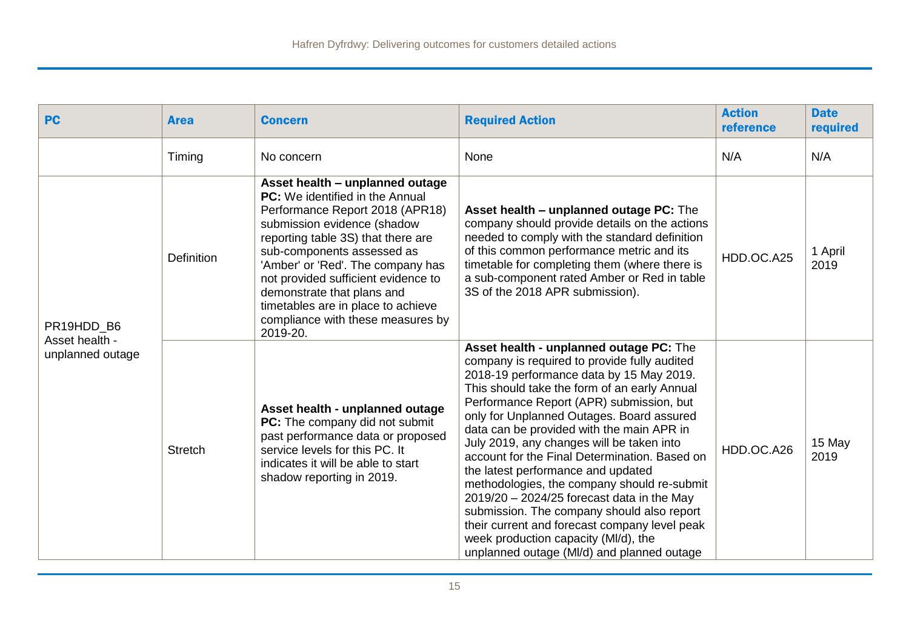| PC | Area | Concern | Required Action | Action reference | Date required |
|---|---|---|---|---|---|
| | Timing | No concern | None | N/A | N/A |
| PR19HDD_B6 Asset health - unplanned outage | Definition | **Asset health – unplanned outage PC:** We identified in the Annual Performance Report 2018 (APR18) submission evidence (shadow reporting table 3S) that there are sub-components assessed as 'Amber' or 'Red'. The company has not provided sufficient evidence to demonstrate that plans and timetables are in place to achieve compliance with these measures by 2019-20. | **Asset health – unplanned outage PC:** The company should provide details on the actions needed to comply with the standard definition of this common performance metric and its timetable for completing them (where there is a sub-component rated Amber or Red in table 3S of the 2018 APR submission). | HDD.OC.A25 | 1 April 2019 |
| | Stretch | **Asset health - unplanned outage PC:** The company did not submit past performance data or proposed service levels for this PC. It indicates it will be able to start shadow reporting in 2019. | **Asset health - unplanned outage PC:** The company is required to provide fully audited 2018-19 performance data by 15 May 2019. This should take the form of an early Annual Performance Report (APR) submission, but only for Unplanned Outages. Board assured data can be provided with the main APR in July 2019, any changes will be taken into account for the Final Determination. Based on the latest performance and updated methodologies, the company should re-submit 2019/20 – 2024/25 forecast data in the May submission. The company should also report their current and forecast company level peak week production capacity (Ml/d), the unplanned outage (Ml/d) and planned outage | HDD.OC.A26 | 15 May 2019 |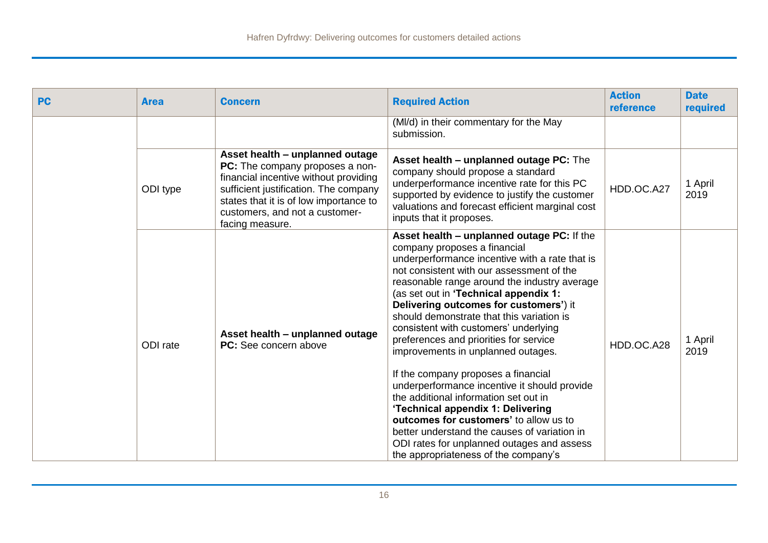| PC | Area | Concern | Required Action | Action reference | Date required |
|---|---|---|---|---|---|
| | | | (Ml/d) in their commentary for the May submission. | | |
| | ODI type | **Asset health – unplanned outage PC:** The company proposes a non-financial incentive without providing sufficient justification. The company states that it is of low importance to customers, and not a customer-facing measure. | **Asset health – unplanned outage PC:** The company should propose a standard underperformance incentive rate for this PC supported by evidence to justify the customer valuations and forecast efficient marginal cost inputs that it proposes. | HDD.OC.A27 | 1 April 2019 |
| | ODI rate | **Asset health – unplanned outage PC:** See concern above | **Asset health – unplanned outage PC:** If the company proposes a financial underperformance incentive with a rate that is not consistent with our assessment of the reasonable range around the industry average (as set out in **'Technical appendix 1: Delivering outcomes for customers'**) it should demonstrate that this variation is consistent with customers' underlying preferences and priorities for service improvements in unplanned outages.<br><br>If the company proposes a financial underperformance incentive it should provide the additional information set out in **'Technical appendix 1: Delivering outcomes for customers'** to allow us to better understand the causes of variation in ODI rates for unplanned outages and assess the appropriateness of the company's | HDD.OC.A28 | 1 April 2019 |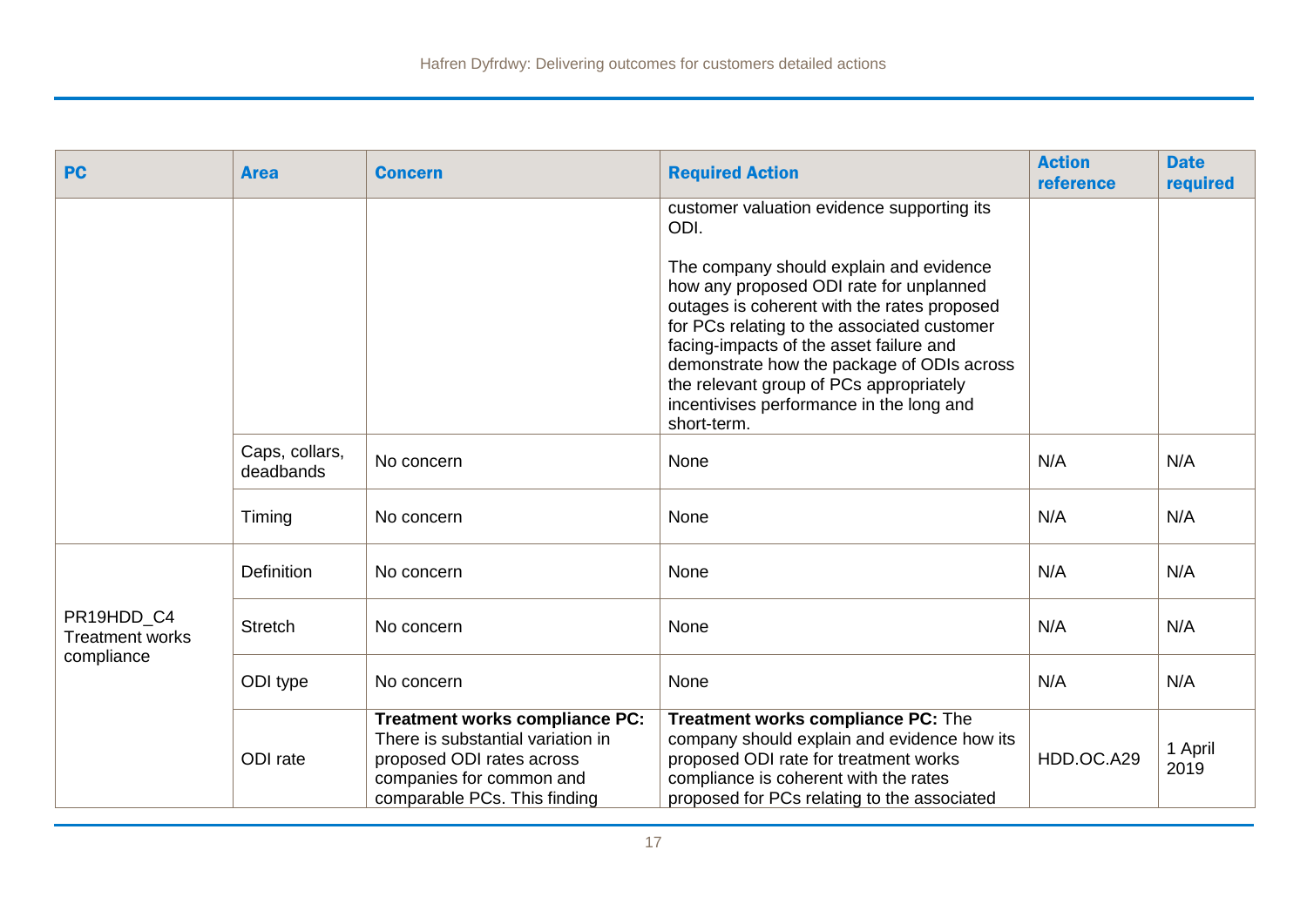| PC | Area | Concern | Required Action | Action reference | Date required |
|---|---|---|---|---|---|
| | | | customer valuation evidence supporting its ODI.<br><br>The company should explain and evidence how any proposed ODI rate for unplanned outages is coherent with the rates proposed for PCs relating to the associated customer facing-impacts of the asset failure and demonstrate how the package of ODIs across the relevant group of PCs appropriately incentivises performance in the long and short-term. | | |
| | Caps, collars, deadbands | No concern | None | N/A | N/A |
| | Timing | No concern | None | N/A | N/A |
| PR19HDD_C4 Treatment works compliance | Definition | No concern | None | N/A | N/A |
| | Stretch | No concern | None | N/A | N/A |
| | ODI type | No concern | None | N/A | N/A |
| | ODI rate | **Treatment works compliance PC:** There is substantial variation in proposed ODI rates across companies for common and comparable PCs. This finding | **Treatment works compliance PC:** The company should explain and evidence how its proposed ODI rate for treatment works compliance is coherent with the rates proposed for PCs relating to the associated | HDD.OC.A29 | 1 April 2019 |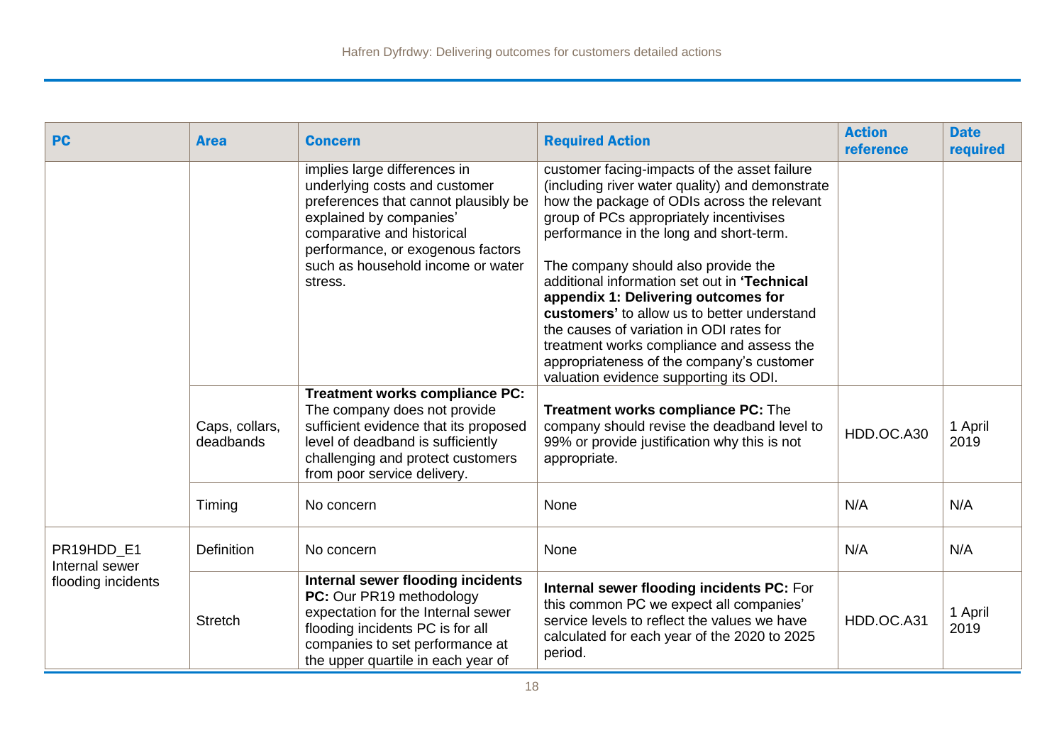| PC | Area | Concern | Required Action | Action reference | Date required |
| --- | --- | --- | --- | --- | --- |
| | | implies large differences in underlying costs and customer preferences that cannot plausibly be explained by companies' comparative and historical performance, or exogenous factors such as household income or water stress. | customer facing-impacts of the asset failure (including river water quality) and demonstrate how the package of ODIs across the relevant group of PCs appropriately incentivises performance in the long and short-term.<br><br>The company should also provide the additional information set out in **'Technical appendix 1: Delivering outcomes for customers'** to allow us to better understand the causes of variation in ODI rates for treatment works compliance and assess the appropriateness of the company's customer valuation evidence supporting its ODI. | | |
| | Caps, collars, deadbands | **Treatment works compliance PC:** The company does not provide sufficient evidence that its proposed level of deadband is sufficiently challenging and protect customers from poor service delivery. | **Treatment works compliance PC:** The company should revise the deadband level to 99% or provide justification why this is not appropriate. | HDD.OC.A30 | 1 April 2019 |
| | Timing | No concern | None | N/A | N/A |
| PR19HDD_E1 Internal sewer flooding incidents | Definition | No concern | None | N/A | N/A |
| | Stretch | **Internal sewer flooding incidents PC:** Our PR19 methodology expectation for the Internal sewer flooding incidents PC is for all companies to set performance at the upper quartile in each year of | **Internal sewer flooding incidents PC:** For this common PC we expect all companies' service levels to reflect the values we have calculated for each year of the 2020 to 2025 period. | HDD.OC.A31 | 1 April 2019 |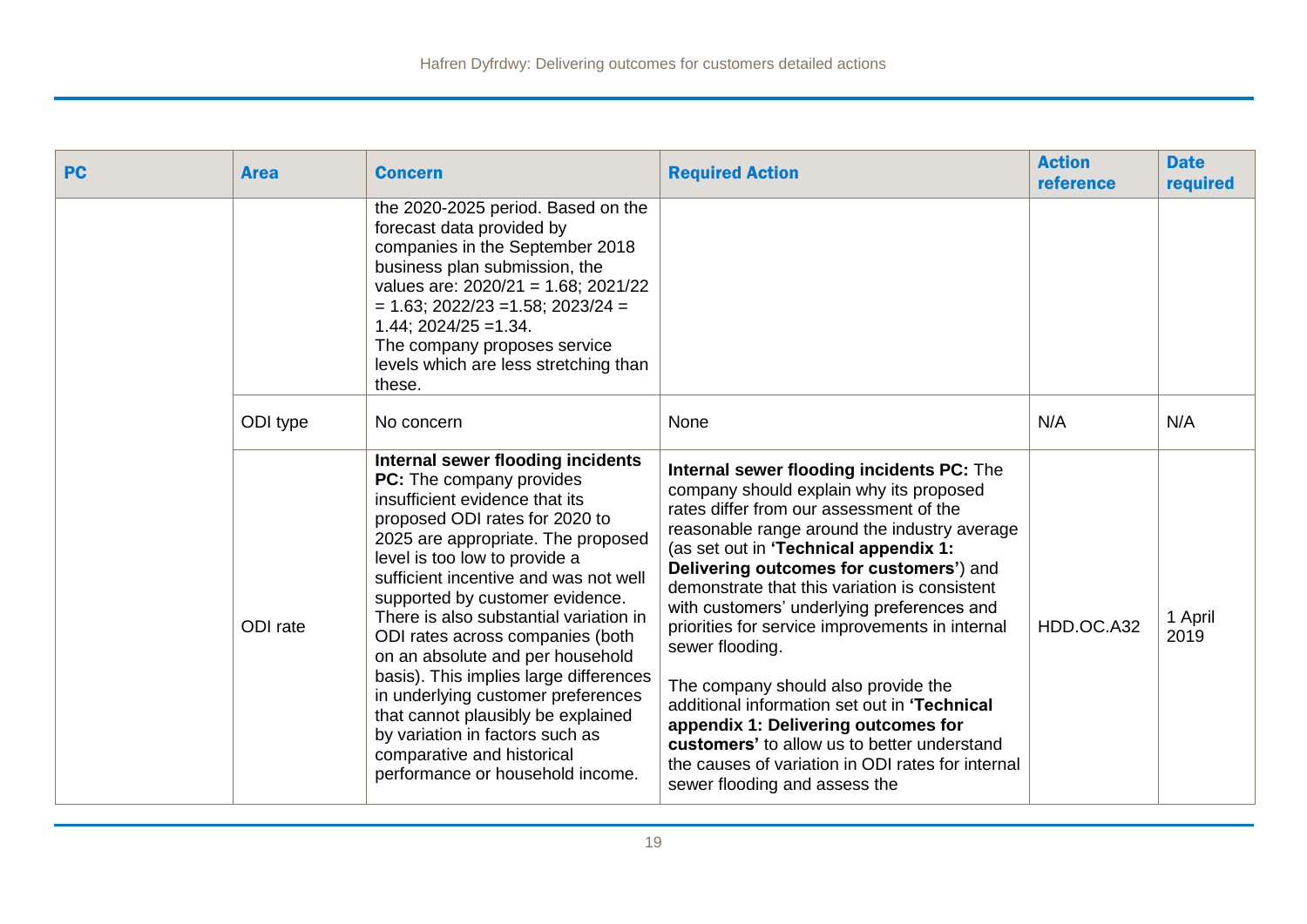| PC | Area | Concern | Required Action | Action reference | Date required |
|---|---|---|---|---|---|
| | | the 2020-2025 period. Based on the forecast data provided by companies in the September 2018 business plan submission, the values are: 2020/21 = 1.68; 2021/22 = 1.63; 2022/23 =1.58; 2023/24 = 1.44; 2024/25 =1.34. The company proposes service levels which are less stretching than these. | | | |
| | ODI type | No concern | None | N/A | N/A |
| | ODI rate | **Internal sewer flooding incidents PC:** The company provides insufficient evidence that its proposed ODI rates for 2020 to 2025 are appropriate. The proposed level is too low to provide a sufficient incentive and was not well supported by customer evidence. There is also substantial variation in ODI rates across companies (both on an absolute and per household basis). This implies large differences in underlying customer preferences that cannot plausibly be explained by variation in factors such as comparative and historical performance or household income. | **Internal sewer flooding incidents PC:** The company should explain why its proposed rates differ from our assessment of the reasonable range around the industry average (as set out in **'Technical appendix 1: Delivering outcomes for customers'**) and demonstrate that this variation is consistent with customers' underlying preferences and priorities for service improvements in internal sewer flooding.<br><br>The company should also provide the additional information set out in **'Technical appendix 1: Delivering outcomes for customers'** to allow us to better understand the causes of variation in ODI rates for internal sewer flooding and assess the | HDD.OC.A32 | 1 April 2019 |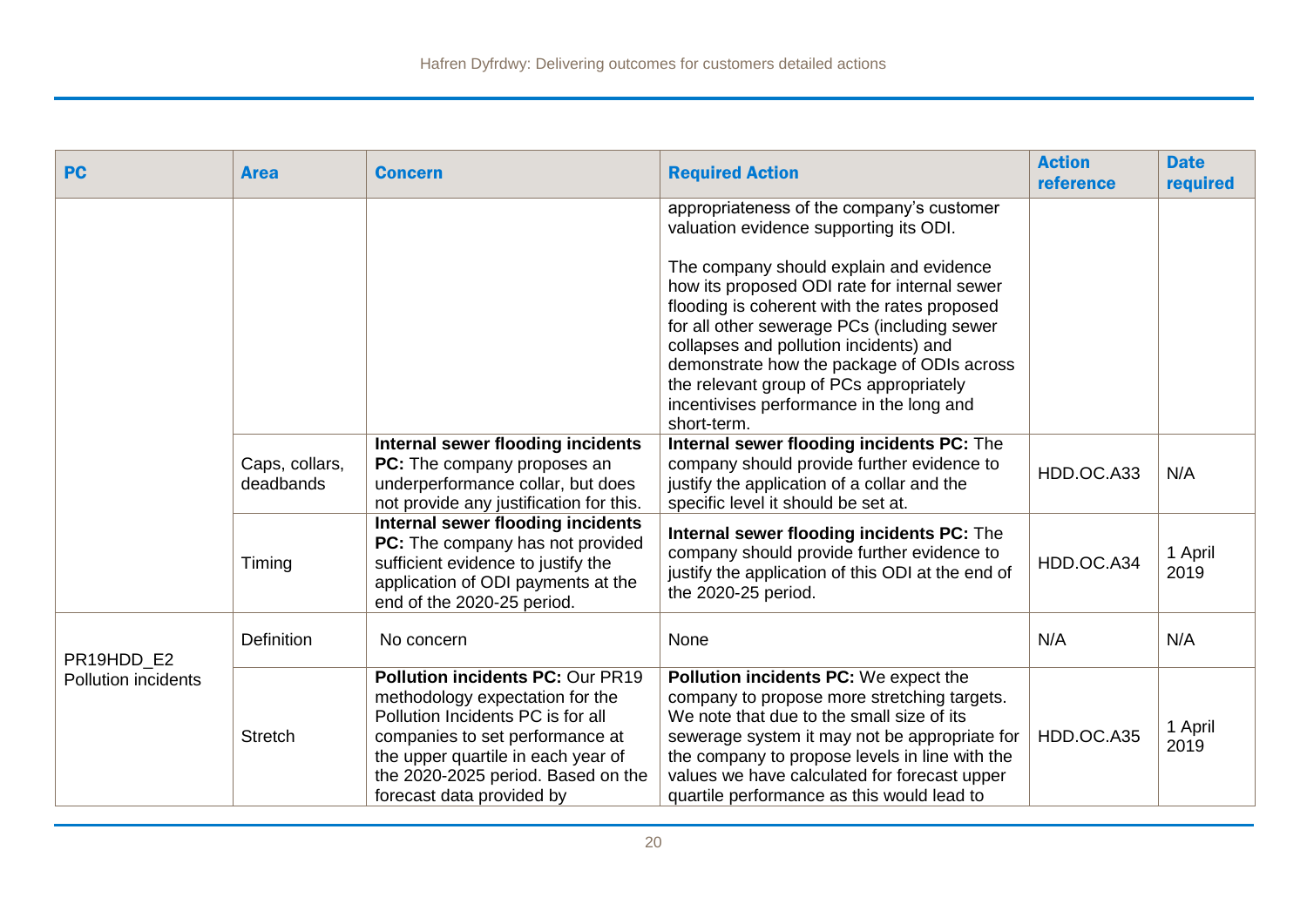| PC | Area | Concern | Required Action | Action reference | Date required |
|---|---|---|---|---|---|
| | | | appropriateness of the company's customer valuation evidence supporting its ODI.<br><br>The company should explain and evidence how its proposed ODI rate for internal sewer flooding is coherent with the rates proposed for all other sewerage PCs (including sewer collapses and pollution incidents) and demonstrate how the package of ODIs across the relevant group of PCs appropriately incentivises performance in the long and short-term. | | |
| | Caps, collars, deadbands | **Internal sewer flooding incidents PC:** The company proposes an underperformance collar, but does not provide any justification for this. | **Internal sewer flooding incidents PC:** The company should provide further evidence to justify the application of a collar and the specific level it should be set at. | HDD.OC.A33 | N/A |
| | Timing | **Internal sewer flooding incidents PC:** The company has not provided sufficient evidence to justify the application of ODI payments at the end of the 2020-25 period. | **Internal sewer flooding incidents PC:** The company should provide further evidence to justify the application of this ODI at the end of the 2020-25 period. | HDD.OC.A34 | 1 April 2019 |
| PR19HDD_E2 Pollution incidents | Definition | No concern | None | N/A | N/A |
| | Stretch | **Pollution incidents PC:** Our PR19 methodology expectation for the Pollution Incidents PC is for all companies to set performance at the upper quartile in each year of the 2020-2025 period. Based on the forecast data provided by | **Pollution incidents PC:** We expect the company to propose more stretching targets. We note that due to the small size of its sewerage system it may not be appropriate for the company to propose levels in line with the values we have calculated for forecast upper quartile performance as this would lead to | HDD.OC.A35 | 1 April 2019 |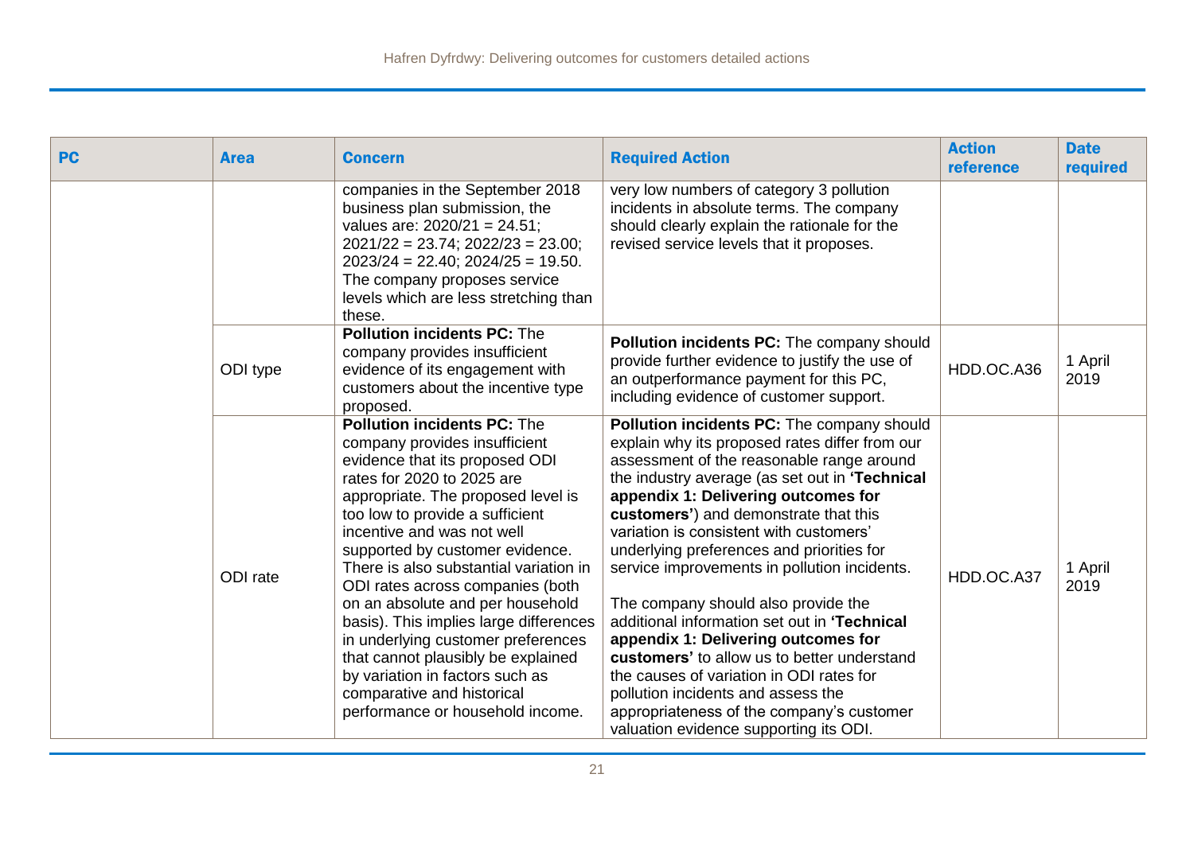| PC | Area | Concern | Required Action | Action reference | Date required |
|---|---|---|---|---|---|
| | | companies in the September 2018 business plan submission, the values are: 2020/21 = 24.51; 2021/22 = 23.74; 2022/23 = 23.00; 2023/24 = 22.40; 2024/25 = 19.50. The company proposes service levels which are less stretching than these. | very low numbers of category 3 pollution incidents in absolute terms. The company should clearly explain the rationale for the revised service levels that it proposes. | | |
| | ODI type | **Pollution incidents PC:** The company provides insufficient evidence of its engagement with customers about the incentive type proposed. | **Pollution incidents PC:** The company should provide further evidence to justify the use of an outperformance payment for this PC, including evidence of customer support. | HDD.OC.A36 | 1 April 2019 |
| | ODI rate | **Pollution incidents PC:** The company provides insufficient evidence that its proposed ODI rates for 2020 to 2025 are appropriate. The proposed level is too low to provide a sufficient incentive and was not well supported by customer evidence. There is also substantial variation in ODI rates across companies (both on an absolute and per household basis). This implies large differences in underlying customer preferences that cannot plausibly be explained by variation in factors such as comparative and historical performance or household income. | **Pollution incidents PC:** The company should explain why its proposed rates differ from our assessment of the reasonable range around the industry average (as set out in **'Technical appendix 1: Delivering outcomes for customers'**) and demonstrate that this variation is consistent with customers' underlying preferences and priorities for service improvements in pollution incidents.<br><br>The company should also provide the additional information set out in **'Technical appendix 1: Delivering outcomes for customers'** to allow us to better understand the causes of variation in ODI rates for pollution incidents and assess the appropriateness of the company's customer valuation evidence supporting its ODI. | HDD.OC.A37 | 1 April 2019 |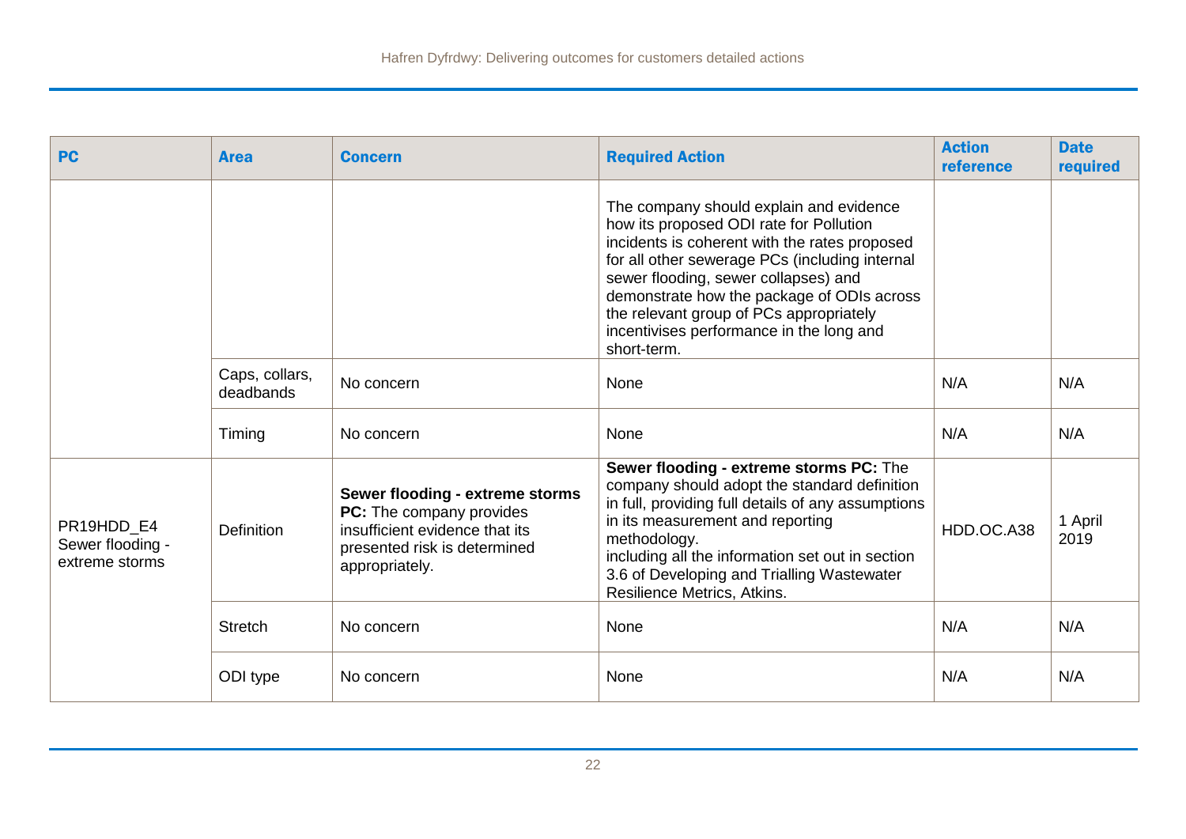| PC | Area | Concern | Required Action | Action reference | Date required |
|---|---|---|---|---|---|
| | | | The company should explain and evidence how its proposed ODI rate for Pollution incidents is coherent with the rates proposed for all other sewerage PCs (including internal sewer flooding, sewer collapses) and demonstrate how the package of ODIs across the relevant group of PCs appropriately incentivises performance in the long and short-term. | | |
| | Caps, collars, deadbands | No concern | None | N/A | N/A |
| | Timing | No concern | None | N/A | N/A |
| PR19HDD_E4 Sewer flooding - extreme storms | Definition | **Sewer flooding - extreme storms PC:** The company provides insufficient evidence that its presented risk is determined appropriately. | **Sewer flooding - extreme storms PC:** The company should adopt the standard definition in full, providing full details of any assumptions in its measurement and reporting methodology. including all the information set out in section 3.6 of Developing and Trialling Wastewater Resilience Metrics, Atkins. | HDD.OC.A38 | 1 April 2019 |
| | Stretch | No concern | None | N/A | N/A |
| | ODI type | No concern | None | N/A | N/A |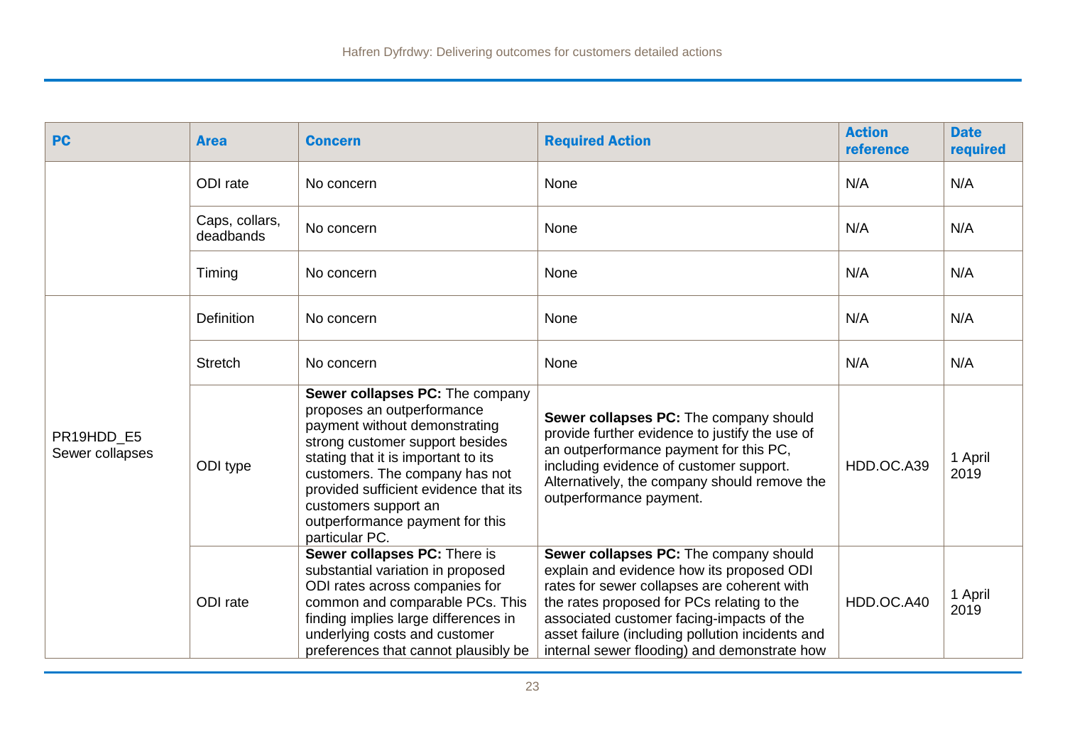| PC | Area | Concern | Required Action | Action reference | Date required |
| --- | --- | --- | --- | --- | --- |
| | ODI rate | No concern | None | N/A | N/A |
| | Caps, collars, deadbands | No concern | None | N/A | N/A |
| | Timing | No concern | None | N/A | N/A |
| PR19HDD_E5 Sewer collapses | Definition | No concern | None | N/A | N/A |
| | Stretch | No concern | None | N/A | N/A |
| | ODI type | **Sewer collapses PC:** The company proposes an outperformance payment without demonstrating strong customer support besides stating that it is important to its customers. The company has not provided sufficient evidence that its customers support an outperformance payment for this particular PC. | **Sewer collapses PC:** The company should provide further evidence to justify the use of an outperformance payment for this PC, including evidence of customer support. Alternatively, the company should remove the outperformance payment. | HDD.OC.A39 | 1 April 2019 |
| | ODI rate | **Sewer collapses PC:** There is substantial variation in proposed ODI rates across companies for common and comparable PCs. This finding implies large differences in underlying costs and customer preferences that cannot plausibly be | **Sewer collapses PC:** The company should explain and evidence how its proposed ODI rates for sewer collapses are coherent with the rates proposed for PCs relating to the associated customer facing-impacts of the asset failure (including pollution incidents and internal sewer flooding) and demonstrate how | HDD.OC.A40 | 1 April 2019 |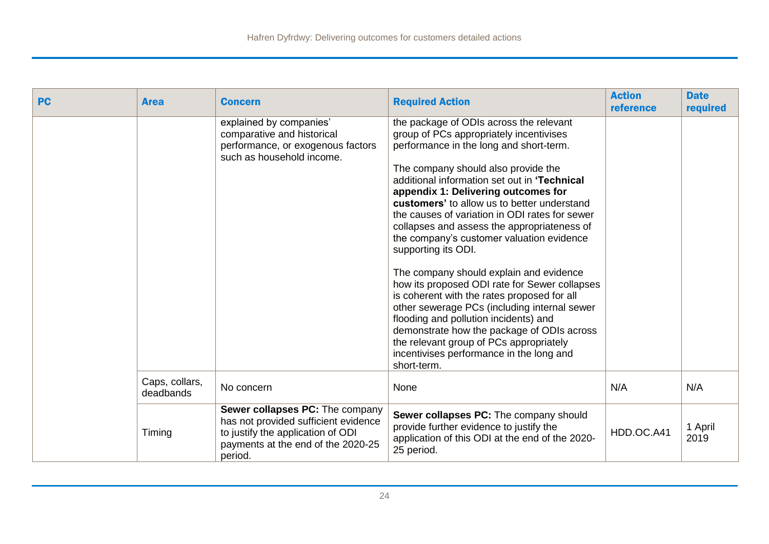| PC | Area | Concern | Required Action | Action reference | Date required |
|---|---|---|---|---|---|
| | | explained by companies' comparative and historical performance, or exogenous factors such as household income. | the package of ODIs across the relevant group of PCs appropriately incentivises performance in the long and short-term.<br><br>The company should also provide the additional information set out in **'Technical appendix 1: Delivering outcomes for customers'** to allow us to better understand the causes of variation in ODI rates for sewer collapses and assess the appropriateness of the company's customer valuation evidence supporting its ODI.<br><br>The company should explain and evidence how its proposed ODI rate for Sewer collapses is coherent with the rates proposed for all other sewerage PCs (including internal sewer flooding and pollution incidents) and demonstrate how the package of ODIs across the relevant group of PCs appropriately incentivises performance in the long and short-term. | | |
| | Caps, collars, deadbands | No concern | None | N/A | N/A |
| | Timing | **Sewer collapses PC:** The company has not provided sufficient evidence to justify the application of ODI payments at the end of the 2020-25 period. | **Sewer collapses PC:** The company should provide further evidence to justify the application of this ODI at the end of the 2020-25 period. | HDD.OC.A41 | 1 April 2019 |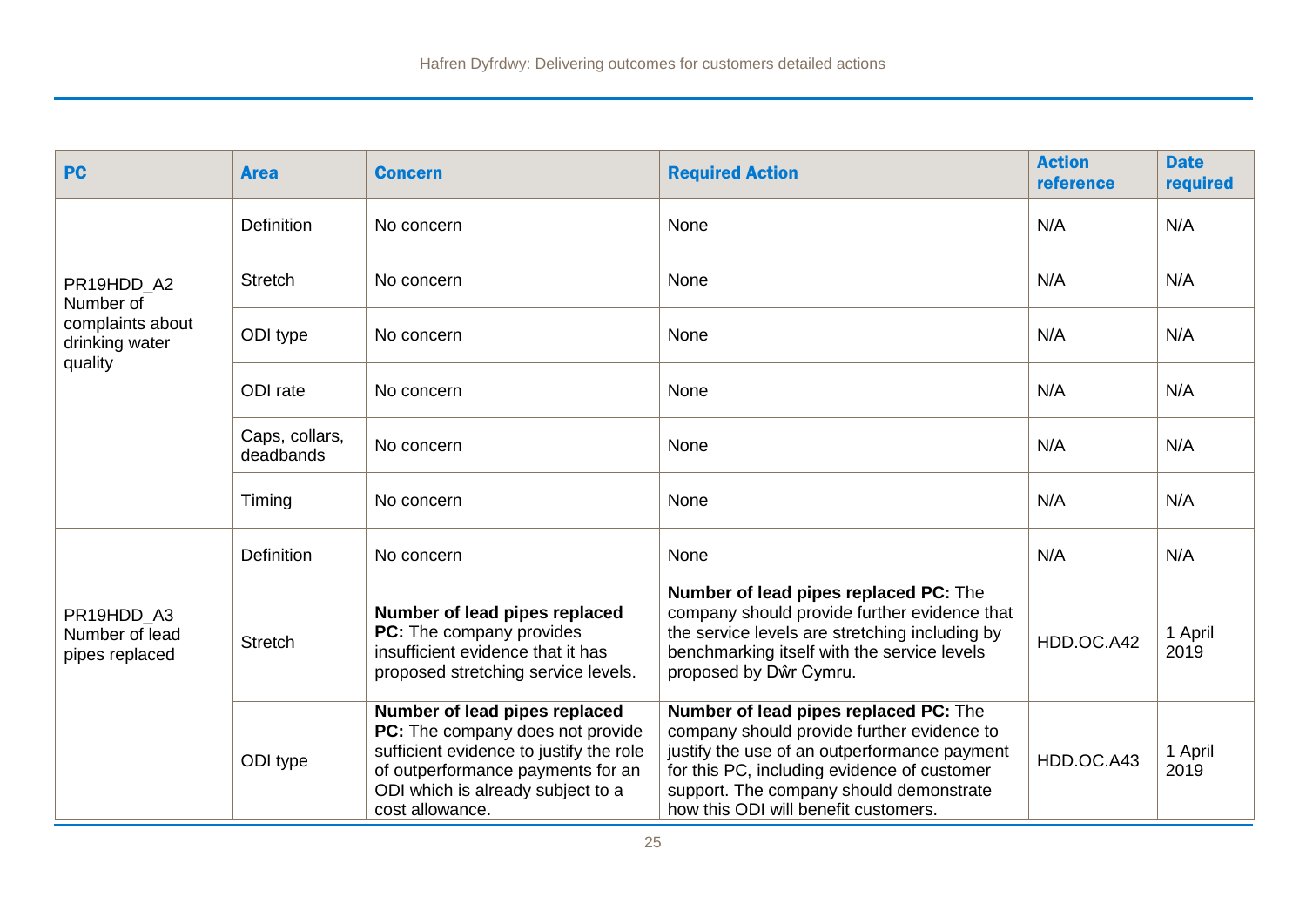| PC | Area | Concern | Required Action | Action reference | Date required |
|---|---|---|---|---|---|
| PR19HDD_A2 Number of complaints about drinking water quality | Definition | No concern | None | N/A | N/A |
| | Stretch | No concern | None | N/A | N/A |
| | ODI type | No concern | None | N/A | N/A |
| | ODI rate | No concern | None | N/A | N/A |
| | Caps, collars, deadbands | No concern | None | N/A | N/A |
| | Timing | No concern | None | N/A | N/A |
| PR19HDD_A3 Number of lead pipes replaced | Definition | No concern | None | N/A | N/A |
| | Stretch | **Number of lead pipes replaced PC:** The company provides insufficient evidence that it has proposed stretching service levels. | **Number of lead pipes replaced PC:** The company should provide further evidence that the service levels are stretching including by benchmarking itself with the service levels proposed by Dŵr Cymru. | HDD.OC.A42 | 1 April 2019 |
| | ODI type | **Number of lead pipes replaced PC:** The company does not provide sufficient evidence to justify the role of outperformance payments for an ODI which is already subject to a cost allowance. | **Number of lead pipes replaced PC:** The company should provide further evidence to justify the use of an outperformance payment for this PC, including evidence of customer support. The company should demonstrate how this ODI will benefit customers. | HDD.OC.A43 | 1 April 2019 |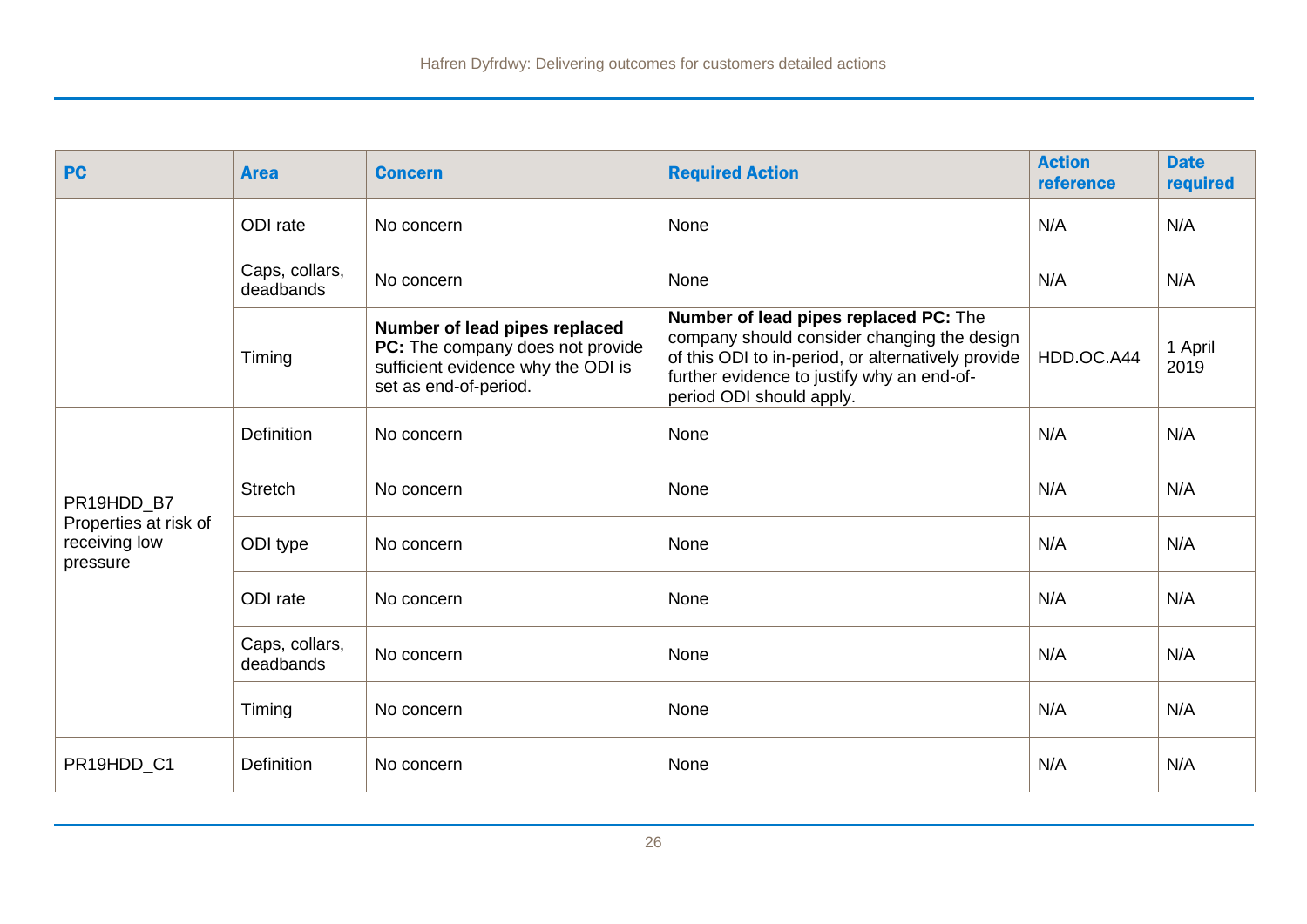| PC | Area | Concern | Required Action | Action reference | Date required |
|---|---|---|---|---|---|
| | ODI rate | No concern | None | N/A | N/A |
| | Caps, collars, deadbands | No concern | None | N/A | N/A |
| | Timing | **Number of lead pipes replaced PC:** The company does not provide sufficient evidence why the ODI is set as end-of-period. | **Number of lead pipes replaced PC:** The company should consider changing the design of this ODI to in-period, or alternatively provide further evidence to justify why an end-of-period ODI should apply. | HDD.OC.A44 | 1 April 2019 |
| PR19HDD_B7 Properties at risk of receiving low pressure | Definition | No concern | None | N/A | N/A |
| | Stretch | No concern | None | N/A | N/A |
| | ODI type | No concern | None | N/A | N/A |
| | ODI rate | No concern | None | N/A | N/A |
| | Caps, collars, deadbands | No concern | None | N/A | N/A |
| | Timing | No concern | None | N/A | N/A |
| PR19HDD_C1 | Definition | No concern | None | N/A | N/A |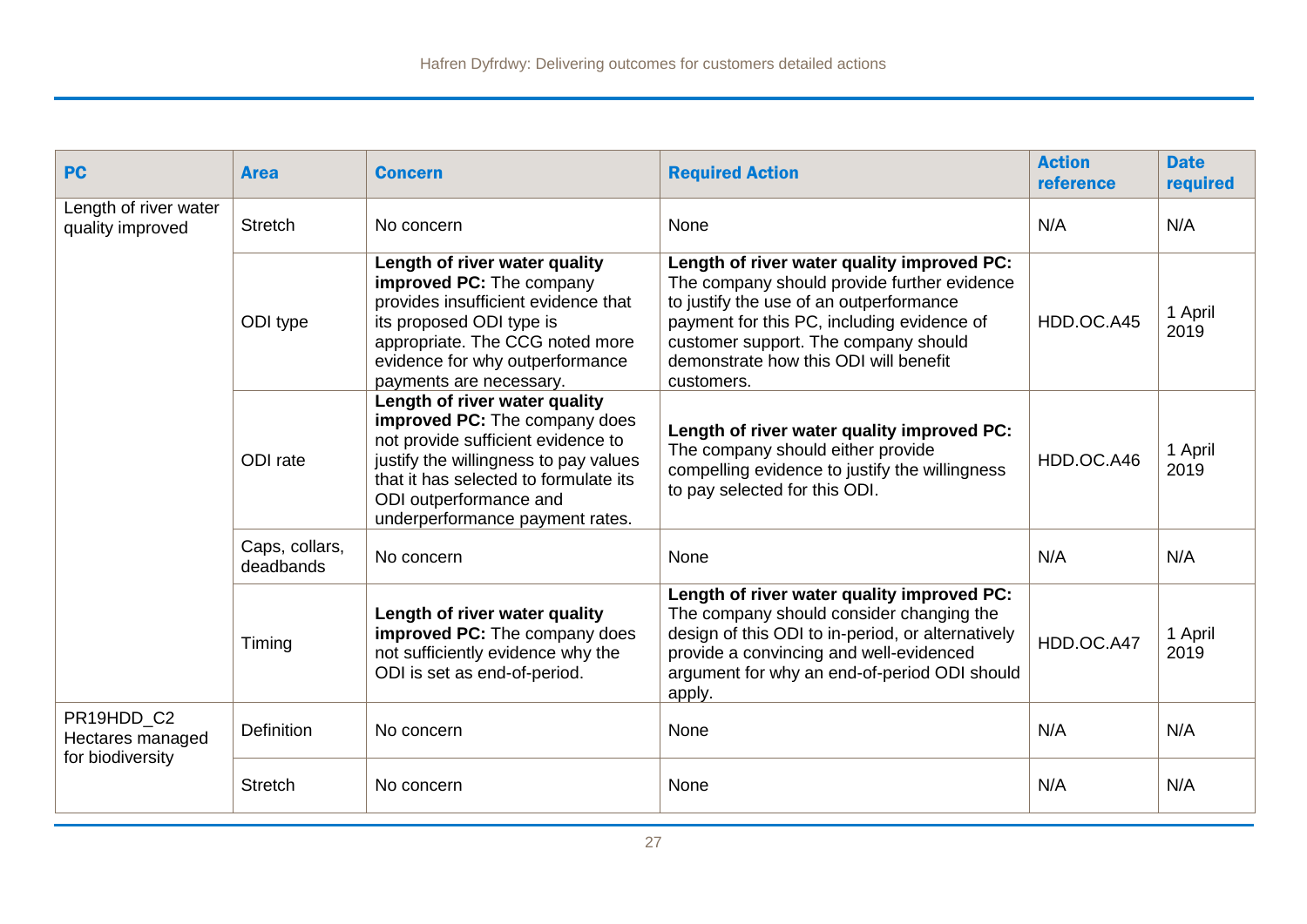| PC | Area | Concern | Required Action | Action reference | Date required |
|---|---|---|---|---|---|
| Length of river water quality improved | Stretch | No concern | None | N/A | N/A |
| | ODI type | **Length of river water quality improved PC:** The company provides insufficient evidence that its proposed ODI type is appropriate. The CCG noted more evidence for why outperformance payments are necessary. | **Length of river water quality improved PC:** The company should provide further evidence to justify the use of an outperformance payment for this PC, including evidence of customer support. The company should demonstrate how this ODI will benefit customers. | HDD.OC.A45 | 1 April 2019 |
| | ODI rate | **Length of river water quality improved PC:** The company does not provide sufficient evidence to justify the willingness to pay values that it has selected to formulate its ODI outperformance and underperformance payment rates. | **Length of river water quality improved PC:** The company should either provide compelling evidence to justify the willingness to pay selected for this ODI. | HDD.OC.A46 | 1 April 2019 |
| | Caps, collars, deadbands | No concern | None | N/A | N/A |
| | Timing | **Length of river water quality improved PC:** The company does not sufficiently evidence why the ODI is set as end-of-period. | **Length of river water quality improved PC:** The company should consider changing the design of this ODI to in-period, or alternatively provide a convincing and well-evidenced argument for why an end-of-period ODI should apply. | HDD.OC.A47 | 1 April 2019 |
| PR19HDD_C2 Hectares managed for biodiversity | Definition | No concern | None | N/A | N/A |
| | Stretch | No concern | None | N/A | N/A |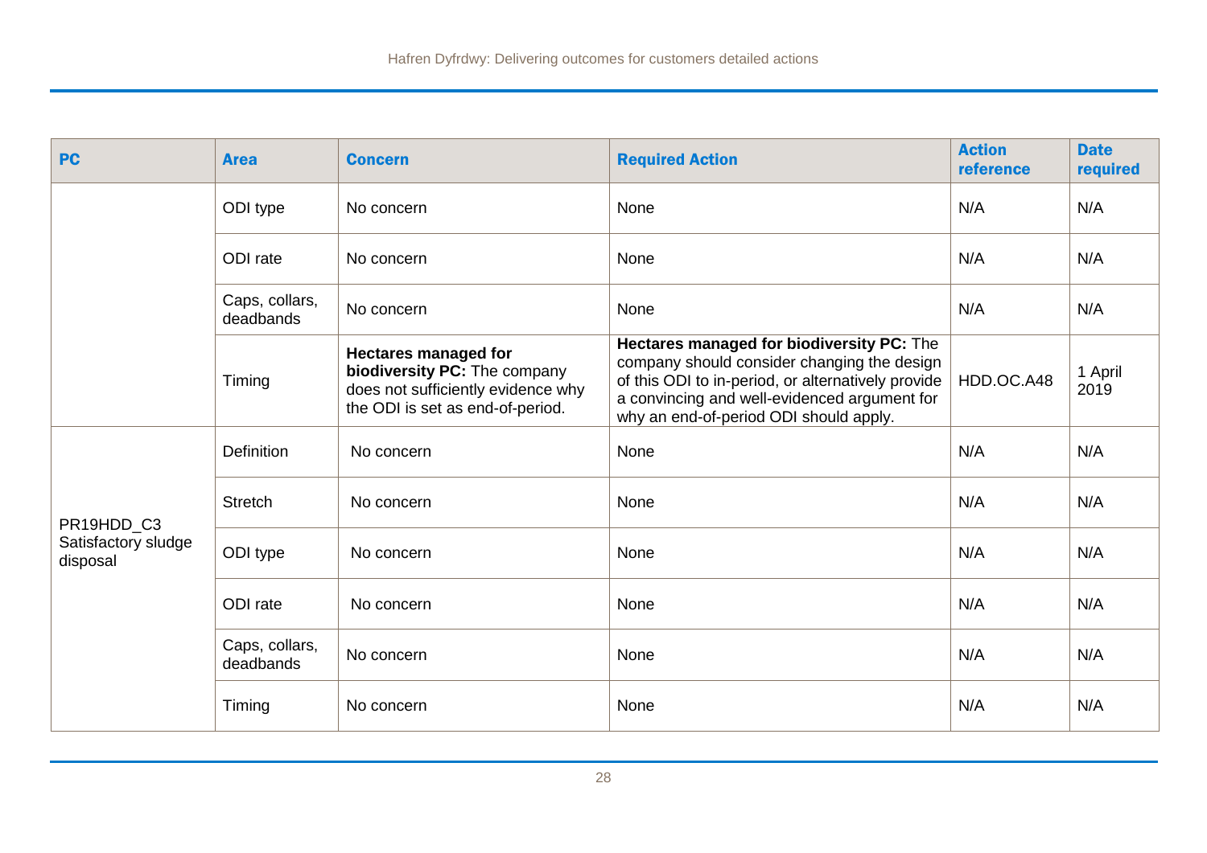| PC | Area | Concern | Required Action | Action reference | Date required |
|---|---|---|---|---|---|
| | ODI type | No concern | None | N/A | N/A |
| | ODI rate | No concern | None | N/A | N/A |
| | Caps, collars, deadbands | No concern | None | N/A | N/A |
| | Timing | **Hectares managed for biodiversity PC:** The company does not sufficiently evidence why the ODI is set as end-of-period. | **Hectares managed for biodiversity PC:** The company should consider changing the design of this ODI to in-period, or alternatively provide a convincing and well-evidenced argument for why an end-of-period ODI should apply. | HDD.OC.A48 | 1 April 2019 |
| PR19HDD_C3 Satisfactory sludge disposal | Definition | No concern | None | N/A | N/A |
| | Stretch | No concern | None | N/A | N/A |
| | ODI type | No concern | None | N/A | N/A |
| | ODI rate | No concern | None | N/A | N/A |
| | Caps, collars, deadbands | No concern | None | N/A | N/A |
| | Timing | No concern | None | N/A | N/A |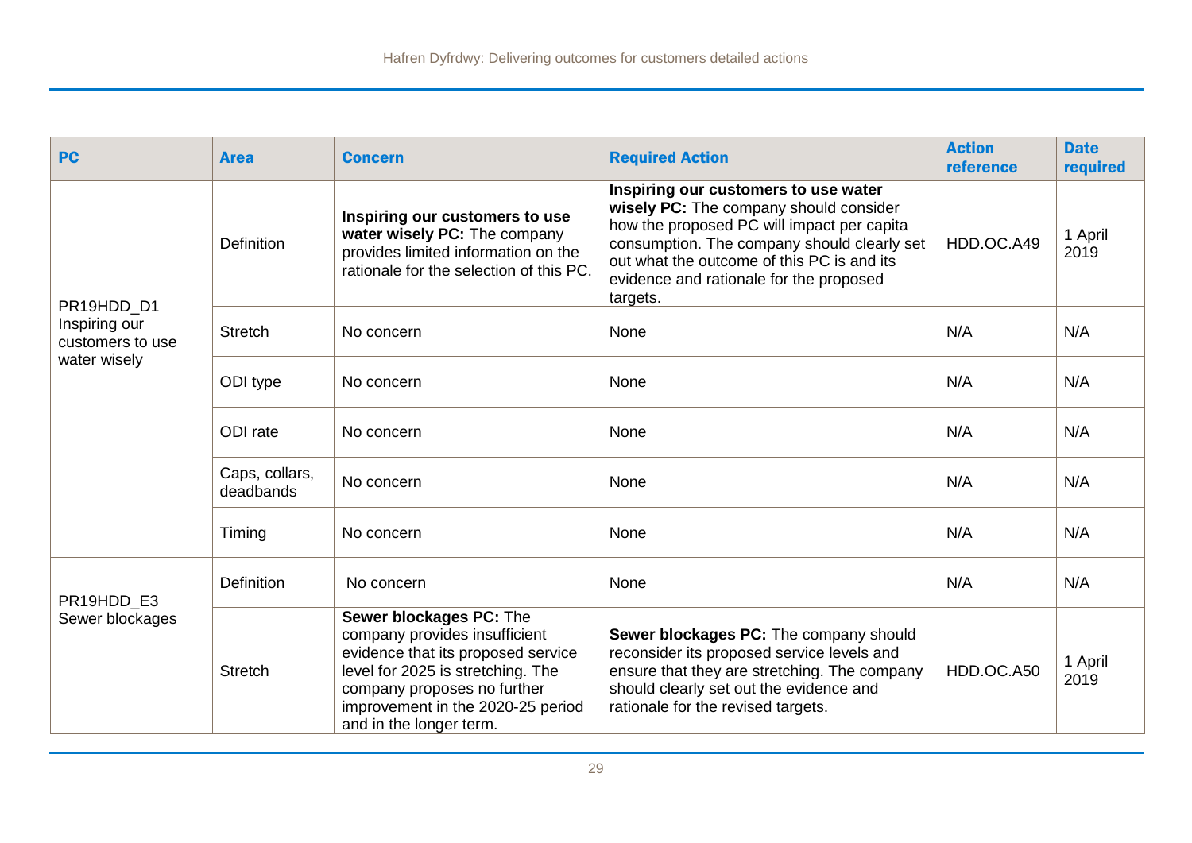| PC | Area | Concern | Required Action | Action reference | Date required |
|---|---|---|---|---|---|
| PR19HDD_D1 Inspiring our customers to use water wisely | Definition | **Inspiring our customers to use water wisely PC:** The company provides limited information on the rationale for the selection of this PC. | **Inspiring our customers to use water wisely PC:** The company should consider how the proposed PC will impact per capita consumption. The company should clearly set out what the outcome of this PC is and its evidence and rationale for the proposed targets. | HDD.OC.A49 | 1 April 2019 |
| | Stretch | No concern | None | N/A | N/A |
| | ODI type | No concern | None | N/A | N/A |
| | ODI rate | No concern | None | N/A | N/A |
| | Caps, collars, deadbands | No concern | None | N/A | N/A |
| | Timing | No concern | None | N/A | N/A |
| PR19HDD_E3 Sewer blockages | Definition | No concern | None | N/A | N/A |
| | Stretch | **Sewer blockages PC:** The company provides insufficient evidence that its proposed service level for 2025 is stretching. The company proposes no further improvement in the 2020-25 period and in the longer term. | **Sewer blockages PC:** The company should reconsider its proposed service levels and ensure that they are stretching. The company should clearly set out the evidence and rationale for the revised targets. | HDD.OC.A50 | 1 April 2019 |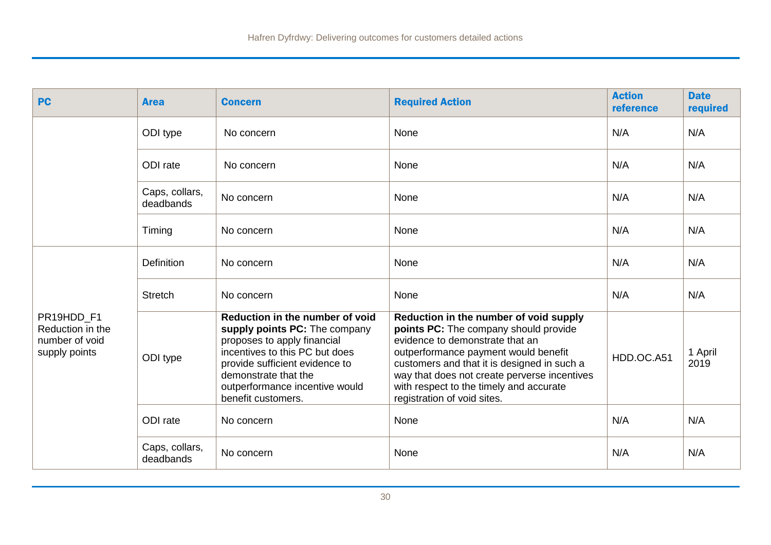| PC | Area | Concern | Required Action | Action reference | Date required |
|---|---|---|---|---|---|
| | ODI type | No concern | None | N/A | N/A |
| | ODI rate | No concern | None | N/A | N/A |
| | Caps, collars, deadbands | No concern | None | N/A | N/A |
| | Timing | No concern | None | N/A | N/A |
| PR19HDD_F1 Reduction in the number of void supply points | Definition | No concern | None | N/A | N/A |
| | Stretch | No concern | None | N/A | N/A |
| | ODI type | **Reduction in the number of void supply points PC:** The company proposes to apply financial incentives to this PC but does provide sufficient evidence to demonstrate that the outperformance incentive would benefit customers. | **Reduction in the number of void supply points PC:** The company should provide evidence to demonstrate that an outperformance payment would benefit customers and that it is designed in such a way that does not create perverse incentives with respect to the timely and accurate registration of void sites. | HDD.OC.A51 | 1 April 2019 |
| | ODI rate | No concern | None | N/A | N/A |
| | Caps, collars, deadbands | No concern | None | N/A | N/A |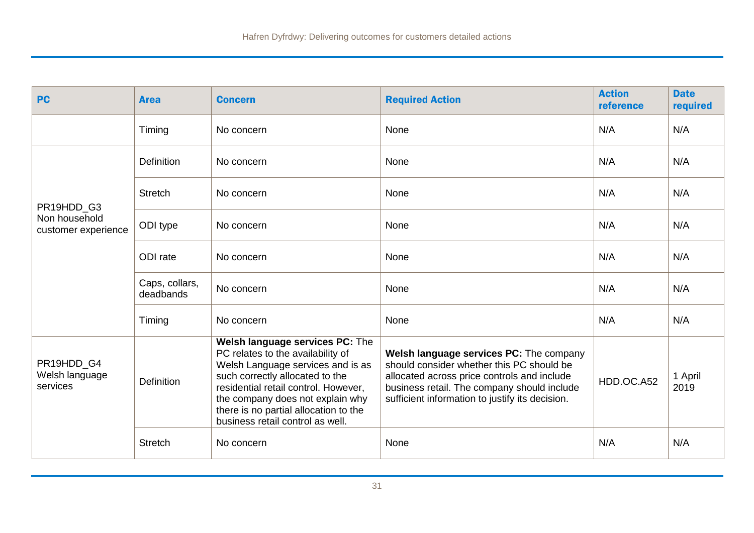| PC | Area | Concern | Required Action | Action reference | Date required |
|---|---|---|---|---|---|
| | Timing | No concern | None | N/A | N/A |
| PR19HDD_G3 Non household customer experience | Definition | No concern | None | N/A | N/A |
| | Stretch | No concern | None | N/A | N/A |
| | ODI type | No concern | None | N/A | N/A |
| | ODI rate | No concern | None | N/A | N/A |
| | Caps, collars, deadbands | No concern | None | N/A | N/A |
| | Timing | No concern | None | N/A | N/A |
| PR19HDD_G4 Welsh language services | Definition | **Welsh language services PC:** The PC relates to the availability of Welsh Language services and is as such correctly allocated to the residential retail control. However, the company does not explain why there is no partial allocation to the business retail control as well. | **Welsh language services PC:** The company should consider whether this PC should be allocated across price controls and include business retail. The company should include sufficient information to justify its decision. | HDD.OC.A52 | 1 April 2019 |
| | Stretch | No concern | None | N/A | N/A |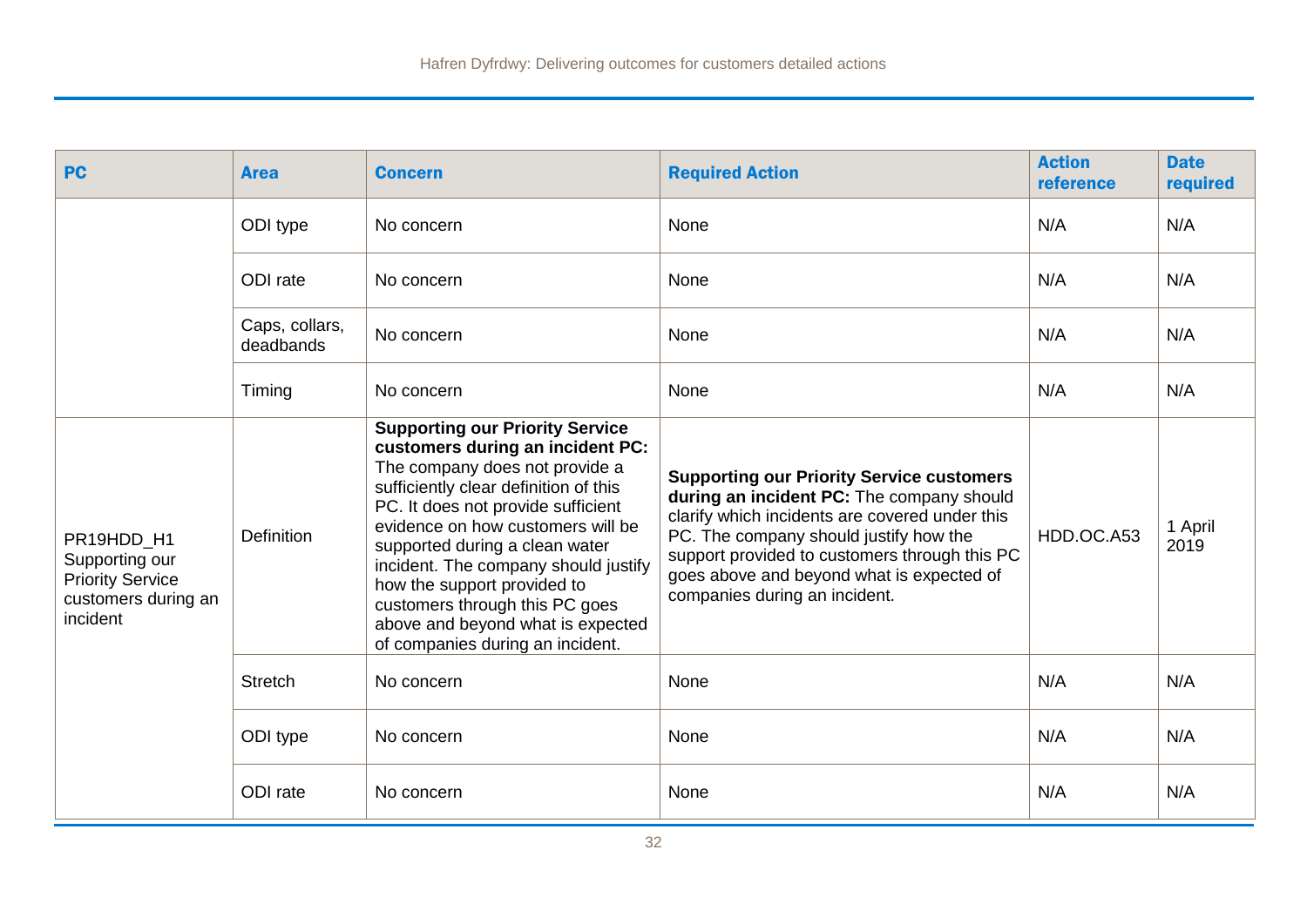| PC | Area | Concern | Required Action | Action reference | Date required |
|---|---|---|---|---|---|
| | ODI type | No concern | None | N/A | N/A |
| | ODI rate | No concern | None | N/A | N/A |
| | Caps, collars, deadbands | No concern | None | N/A | N/A |
| | Timing | No concern | None | N/A | N/A |
| PR19HDD_H1 Supporting our Priority Service customers during an incident | Definition | **Supporting our Priority Service customers during an incident PC:** The company does not provide a sufficiently clear definition of this PC. It does not provide sufficient evidence on how customers will be supported during a clean water incident. The company should justify how the support provided to customers through this PC goes above and beyond what is expected of companies during an incident. | **Supporting our Priority Service customers during an incident PC:** The company should clarify which incidents are covered under this PC. The company should justify how the support provided to customers through this PC goes above and beyond what is expected of companies during an incident. | HDD.OC.A53 | 1 April 2019 |
| | Stretch | No concern | None | N/A | N/A |
| | ODI type | No concern | None | N/A | N/A |
| | ODI rate | No concern | None | N/A | N/A |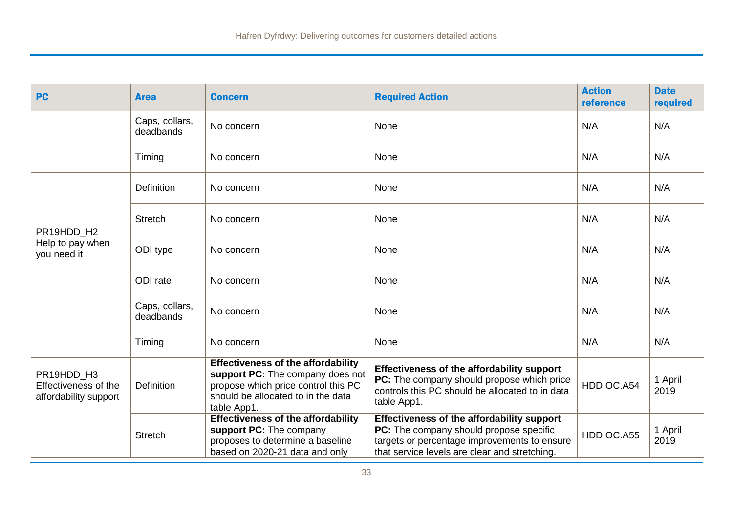| PC | Area | Concern | Required Action | Action reference | Date required |
|---|---|---|---|---|---|
| | Caps, collars, deadbands | No concern | None | N/A | N/A |
| | Timing | No concern | None | N/A | N/A |
| PR19HDD_H2 Help to pay when you need it | Definition | No concern | None | N/A | N/A |
| | Stretch | No concern | None | N/A | N/A |
| | ODI type | No concern | None | N/A | N/A |
| | ODI rate | No concern | None | N/A | N/A |
| | Caps, collars, deadbands | No concern | None | N/A | N/A |
| | Timing | No concern | None | N/A | N/A |
| PR19HDD_H3 Effectiveness of the affordability support | Definition | **Effectiveness of the affordability support PC:** The company does not propose which price control this PC should be allocated to in the data table App1. | **Effectiveness of the affordability support PC:** The company should propose which price controls this PC should be allocated to in data table App1. | HDD.OC.A54 | 1 April 2019 |
| | Stretch | **Effectiveness of the affordability support PC:** The company proposes to determine a baseline based on 2020-21 data and only | **Effectiveness of the affordability support PC:** The company should propose specific targets or percentage improvements to ensure that service levels are clear and stretching. | HDD.OC.A55 | 1 April 2019 |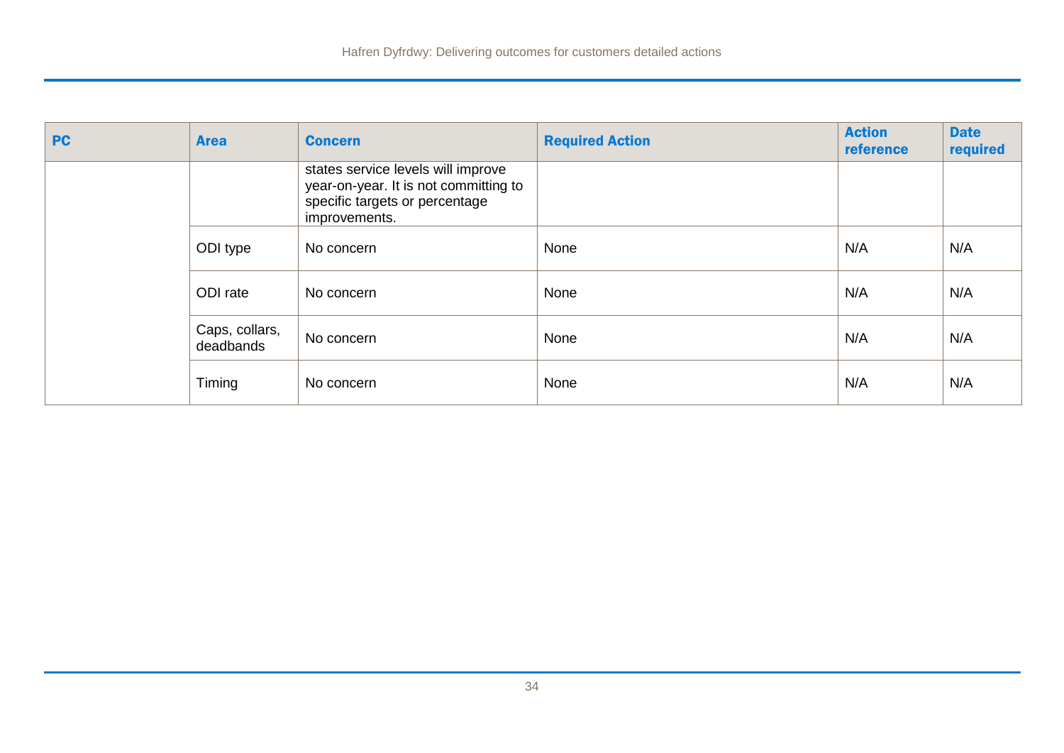| PC | Area | Concern | Required Action | Action reference | Date required |
|---|---|---|---|---|---|
| | | states service levels will improve year-on-year. It is not committing to specific targets or percentage improvements. | | | |
| | ODI type | No concern | None | N/A | N/A |
| | ODI rate | No concern | None | N/A | N/A |
| | Caps, collars, deadbands | No concern | None | N/A | N/A |
| | Timing | No concern | None | N/A | N/A |